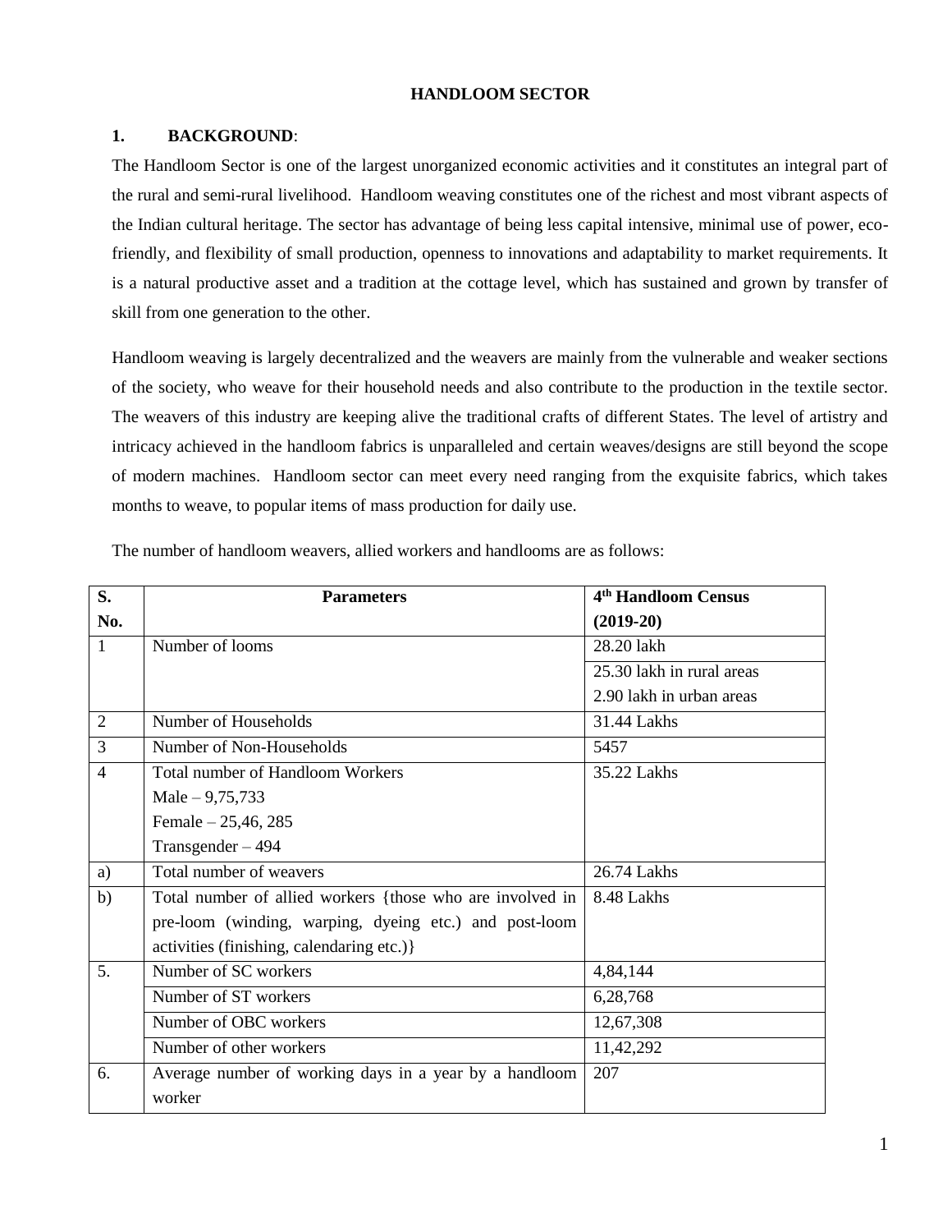# HANDLOOM SECTOR

## 1. BACKGROUND:

The Handloom Sector is one of the largest unorganized economic activities and it constitutes an integral part of the rural and semi-rural livelihood. Handloom weaving constitutes one of the richest and most vibrant aspects of the Indian cultural heritage. The sector has advantage of being less capital intensive, minimal use of power, eco-friendly, and flexibility of small production, openness to innovations and adaptability to market requirements. It is a natural productive asset and a tradition at the cottage level, which has sustained and grown by transfer of skill from one generation to the other.

Handloom weaving is largely decentralized and the weavers are mainly from the vulnerable and weaker sections of the society, who weave for their household needs and also contribute to the production in the textile sector. The weavers of this industry are keeping alive the traditional crafts of different States. The level of artistry and intricacy achieved in the handloom fabrics is unparalleled and certain weaves/designs are still beyond the scope of modern machines. Handloom sector can meet every need ranging from the exquisite fabrics, which takes months to weave, to popular items of mass production for daily use.

The number of handloom weavers, allied workers and handlooms are as follows:

| S. No. | Parameters | 4th Handloom Census (2019-20) |
|---|---|---|
| 1 | Number of looms | 28.20 lakh |
| | | 25.30 lakh in rural areas<br>2.90 lakh in urban areas |
| 2 | Number of Households | 31.44 Lakhs |
| 3 | Number of Non-Households | 5457 |
| 4 | Total number of Handloom Workers<br>Male – 9,75,733<br>Female – 25,46, 285<br>Transgender – 494 | 35.22 Lakhs |
| a) | Total number of weavers | 26.74 Lakhs |
| b) | Total number of allied workers {those who are involved in pre-loom (winding, warping, dyeing etc.) and post-loom activities (finishing, calendaring etc.)} | 8.48 Lakhs |
| 5. | Number of SC workers | 4,84,144 |
| | Number of ST workers | 6,28,768 |
| | Number of OBC workers | 12,67,308 |
| | Number of other workers | 11,42,292 |
| 6. | Average number of working days in a year by a handloom worker | 207 |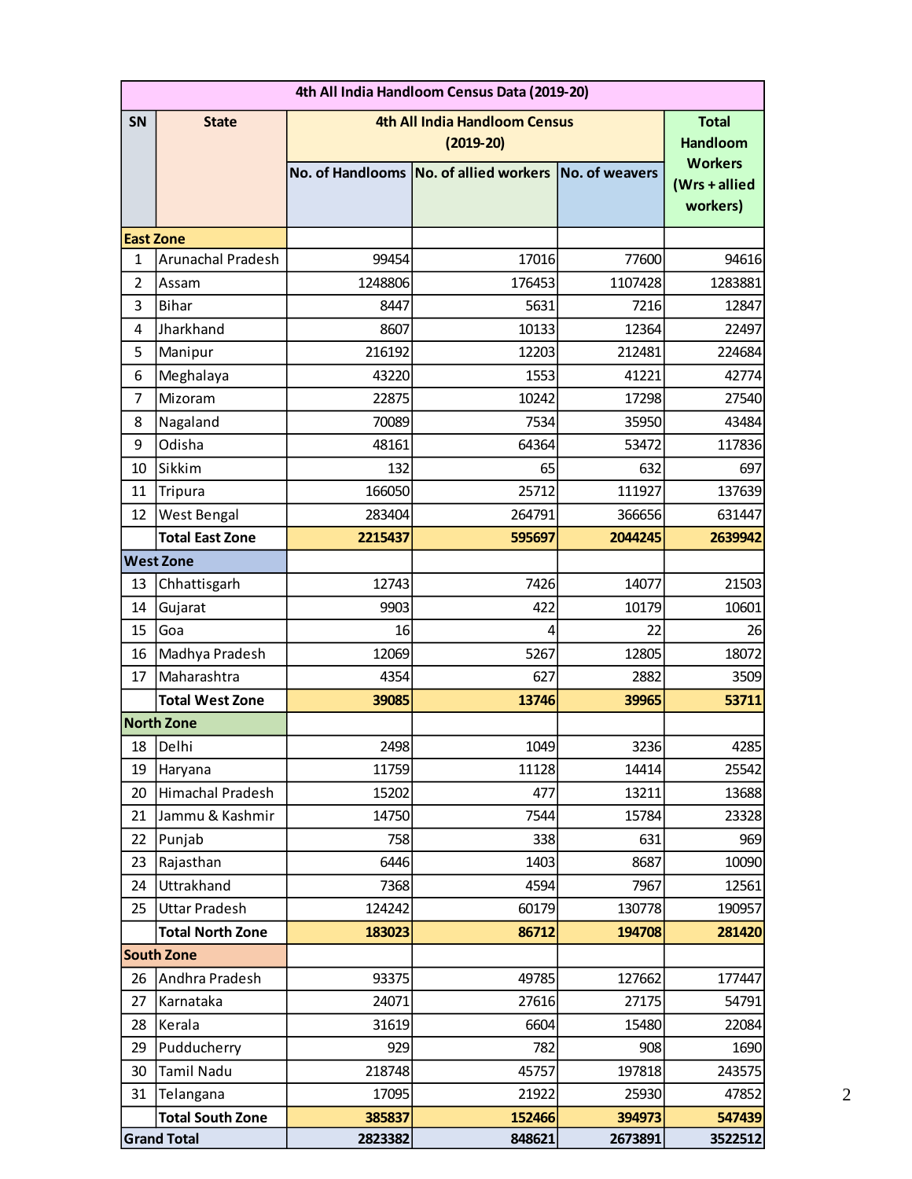| 4th All India Handloom Census Data (2019-20) | | | | | |
|---|---|---|---|---|---|
| SN | State | 4th All India Handloom Census (2019-20) | | | Total Handloom Workers (Wrs + allied workers) |
| | | No. of Handlooms | No. of allied workers | No. of weavers | |
| **East Zone** | | | | | |
| 1 | Arunachal Pradesh | 99454 | 17016 | 77600 | 94616 |
| 2 | Assam | 1248806 | 176453 | 1107428 | 1283881 |
| 3 | Bihar | 8447 | 5631 | 7216 | 12847 |
| 4 | Jharkhand | 8607 | 10133 | 12364 | 22497 |
| 5 | Manipur | 216192 | 12203 | 212481 | 224684 |
| 6 | Meghalaya | 43220 | 1553 | 41221 | 42774 |
| 7 | Mizoram | 22875 | 10242 | 17298 | 27540 |
| 8 | Nagaland | 70089 | 7534 | 35950 | 43484 |
| 9 | Odisha | 48161 | 64364 | 53472 | 117836 |
| 10 | Sikkim | 132 | 65 | 632 | 697 |
| 11 | Tripura | 166050 | 25712 | 111927 | 137639 |
| 12 | West Bengal | 283404 | 264791 | 366656 | 631447 |
| | **Total East Zone** | **2215437** | **595697** | **2044245** | **2639942** |
| **West Zone** | | | | | |
| 13 | Chhattisgarh | 12743 | 7426 | 14077 | 21503 |
| 14 | Gujarat | 9903 | 422 | 10179 | 10601 |
| 15 | Goa | 16 | 4 | 22 | 26 |
| 16 | Madhya Pradesh | 12069 | 5267 | 12805 | 18072 |
| 17 | Maharashtra | 4354 | 627 | 2882 | 3509 |
| | **Total West Zone** | **39085** | **13746** | **39965** | **53711** |
| **North Zone** | | | | | |
| 18 | Delhi | 2498 | 1049 | 3236 | 4285 |
| 19 | Haryana | 11759 | 11128 | 14414 | 25542 |
| 20 | Himachal Pradesh | 15202 | 477 | 13211 | 13688 |
| 21 | Jammu & Kashmir | 14750 | 7544 | 15784 | 23328 |
| 22 | Punjab | 758 | 338 | 631 | 969 |
| 23 | Rajasthan | 6446 | 1403 | 8687 | 10090 |
| 24 | Uttrakhand | 7368 | 4594 | 7967 | 12561 |
| 25 | Uttar Pradesh | 124242 | 60179 | 130778 | 190957 |
| | **Total North Zone** | **183023** | **86712** | **194708** | **281420** |
| **South Zone** | | | | | |
| 26 | Andhra Pradesh | 93375 | 49785 | 127662 | 177447 |
| 27 | Karnataka | 24071 | 27616 | 27175 | 54791 |
| 28 | Kerala | 31619 | 6604 | 15480 | 22084 |
| 29 | Pudducherry | 929 | 782 | 908 | 1690 |
| 30 | Tamil Nadu | 218748 | 45757 | 197818 | 243575 |
| 31 | Telangana | 17095 | 21922 | 25930 | 47852 |
| | **Total South Zone** | **385837** | **152466** | **394973** | **547439** |
| **Grand Total** | | **2823382** | **848621** | **2673891** | **3522512** |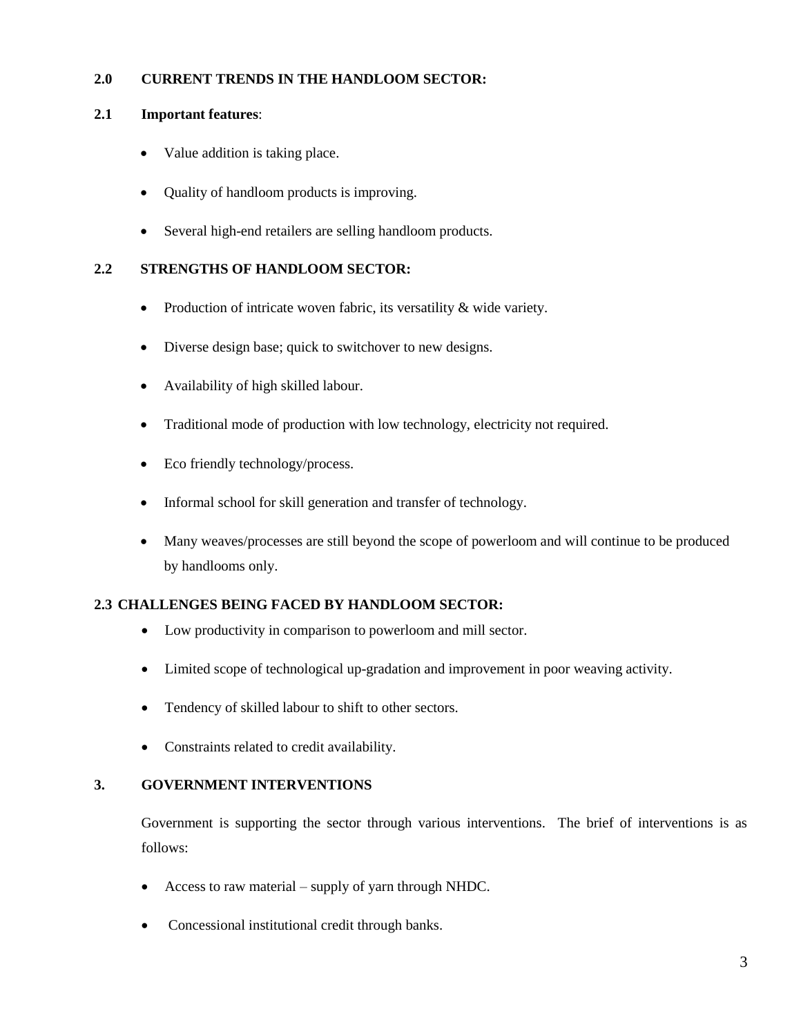## 2.0 CURRENT TRENDS IN THE HANDLOOM SECTOR:

### 2.1 Important features:

- Value addition is taking place.
- Quality of handloom products is improving.
- Several high-end retailers are selling handloom products.

### 2.2 STRENGTHS OF HANDLOOM SECTOR:

- Production of intricate woven fabric, its versatility & wide variety.
- Diverse design base; quick to switchover to new designs.
- Availability of high skilled labour.
- Traditional mode of production with low technology, electricity not required.
- Eco friendly technology/process.
- Informal school for skill generation and transfer of technology.
- Many weaves/processes are still beyond the scope of powerloom and will continue to be produced by handlooms only.

### 2.3 CHALLENGES BEING FACED BY HANDLOOM SECTOR:

- Low productivity in comparison to powerloom and mill sector.
- Limited scope of technological up-gradation and improvement in poor weaving activity.
- Tendency of skilled labour to shift to other sectors.
- Constraints related to credit availability.

## 3. GOVERNMENT INTERVENTIONS

Government is supporting the sector through various interventions. The brief of interventions is as follows:

- Access to raw material – supply of yarn through NHDC.
- Concessional institutional credit through banks.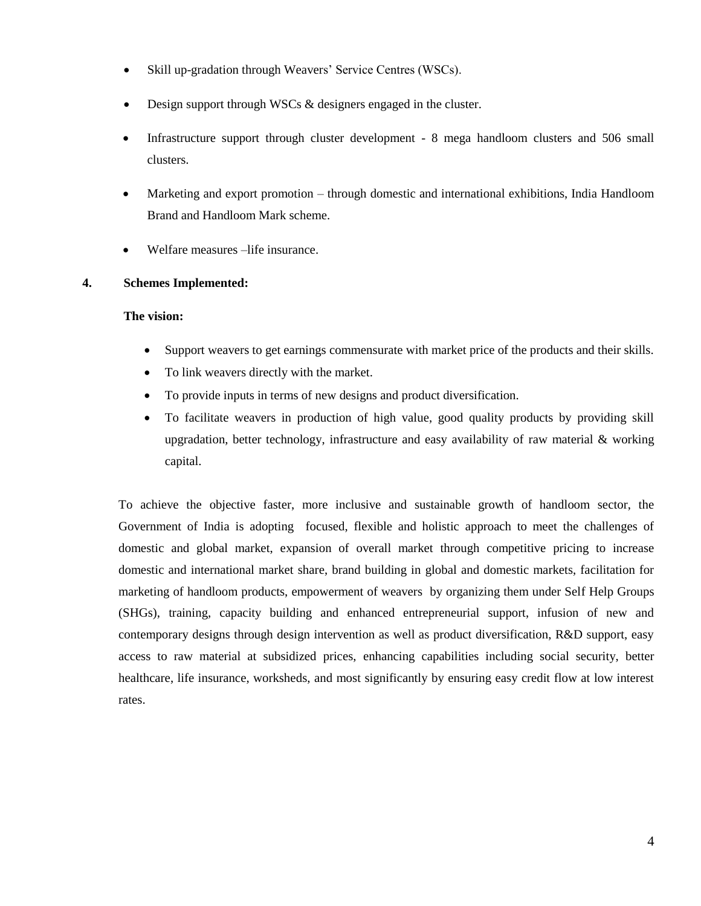- Skill up-gradation through Weavers' Service Centres (WSCs).
- Design support through WSCs & designers engaged in the cluster.
- Infrastructure support through cluster development - 8 mega handloom clusters and 506 small clusters.
- Marketing and export promotion – through domestic and international exhibitions, India Handloom Brand and Handloom Mark scheme.
- Welfare measures –life insurance.

**4. Schemes Implemented:**

**The vision:**

- Support weavers to get earnings commensurate with market price of the products and their skills.
- To link weavers directly with the market.
- To provide inputs in terms of new designs and product diversification.
- To facilitate weavers in production of high value, good quality products by providing skill upgradation, better technology, infrastructure and easy availability of raw material & working capital.

To achieve the objective faster, more inclusive and sustainable growth of handloom sector, the Government of India is adopting focused, flexible and holistic approach to meet the challenges of domestic and global market, expansion of overall market through competitive pricing to increase domestic and international market share, brand building in global and domestic markets, facilitation for marketing of handloom products, empowerment of weavers by organizing them under Self Help Groups (SHGs), training, capacity building and enhanced entrepreneurial support, infusion of new and contemporary designs through design intervention as well as product diversification, R&D support, easy access to raw material at subsidized prices, enhancing capabilities including social security, better healthcare, life insurance, worksheds, and most significantly by ensuring easy credit flow at low interest rates.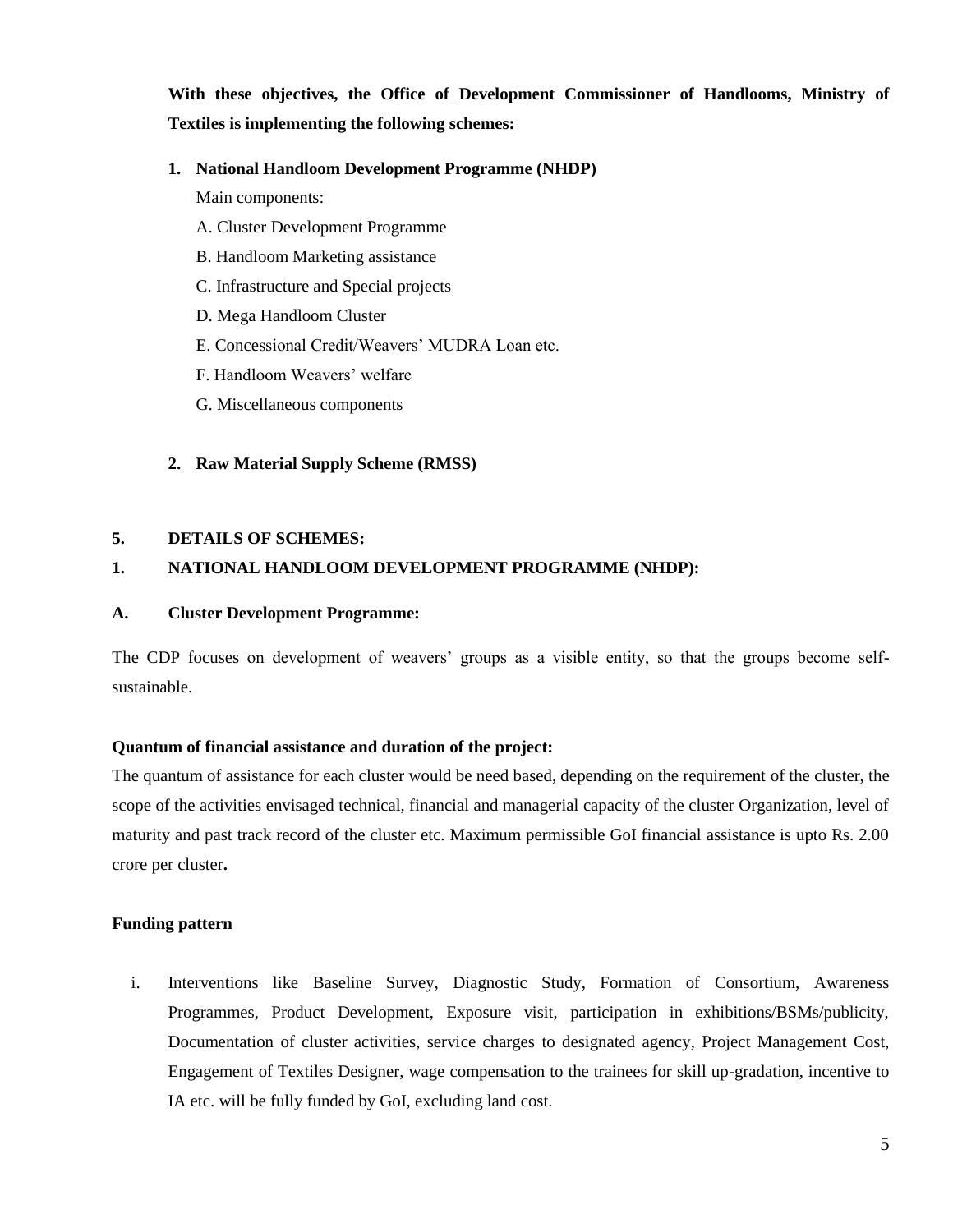**With these objectives, the Office of Development Commissioner of Handlooms, Ministry of Textiles is implementing the following schemes:**

1. **National Handloom Development Programme (NHDP)**

   Main components:

   A. Cluster Development Programme

   B. Handloom Marketing assistance

   C. Infrastructure and Special projects

   D. Mega Handloom Cluster

   E. Concessional Credit/Weavers' MUDRA Loan etc.

   F. Handloom Weavers' welfare

   G. Miscellaneous components

2. **Raw Material Supply Scheme (RMSS)**

## 5. DETAILS OF SCHEMES:

## 1. NATIONAL HANDLOOM DEVELOPMENT PROGRAMME (NHDP):

### A. Cluster Development Programme:

The CDP focuses on development of weavers' groups as a visible entity, so that the groups become self-sustainable.

**Quantum of financial assistance and duration of the project:**

The quantum of assistance for each cluster would be need based, depending on the requirement of the cluster, the scope of the activities envisaged technical, financial and managerial capacity of the cluster Organization, level of maturity and past track record of the cluster etc. Maximum permissible GoI financial assistance is upto Rs. 2.00 crore per cluster**.**

**Funding pattern**

i. Interventions like Baseline Survey, Diagnostic Study, Formation of Consortium, Awareness Programmes, Product Development, Exposure visit, participation in exhibitions/BSMs/publicity, Documentation of cluster activities, service charges to designated agency, Project Management Cost, Engagement of Textiles Designer, wage compensation to the trainees for skill up-gradation, incentive to IA etc. will be fully funded by GoI, excluding land cost.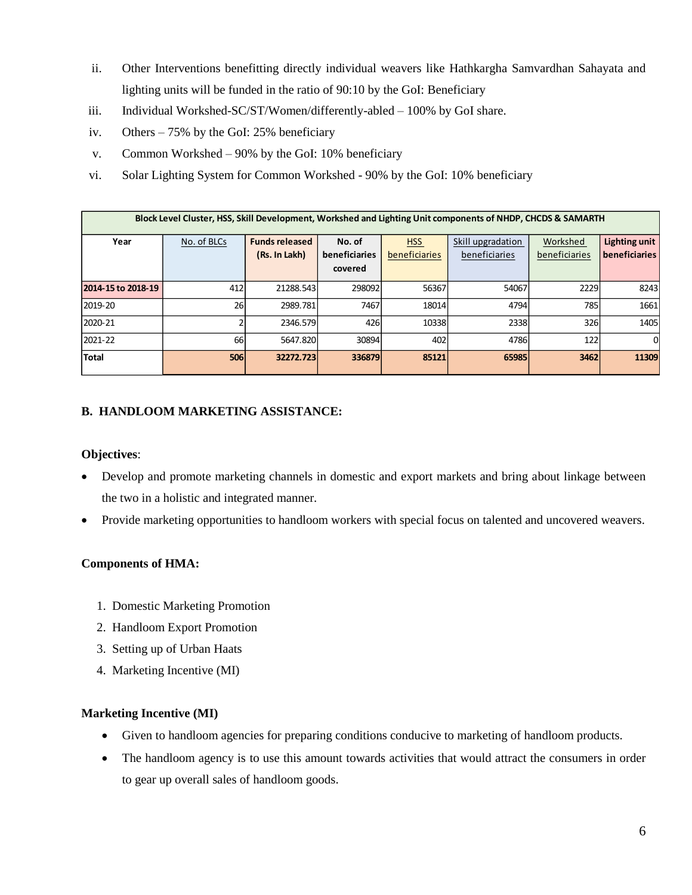ii. Other Interventions benefitting directly individual weavers like Hathkargha Samvardhan Sahayata and lighting units will be funded in the ratio of 90:10 by the GoI: Beneficiary

iii. Individual Workshed-SC/ST/Women/differently-abled – 100% by GoI share.

iv. Others – 75% by the GoI: 25% beneficiary

v. Common Workshed – 90% by the GoI: 10% beneficiary

vi. Solar Lighting System for Common Workshed - 90% by the GoI: 10% beneficiary

| Block Level Cluster, HSS, Skill Development, Workshed and Lighting Unit components of NHDP, CHCDS & SAMARTH | | | | | | | |
|---|---|---|---|---|---|---|---|
| **Year** | No. of BLCs | **Funds released (Rs. In Lakh)** | **No. of beneficiaries covered** | HSS beneficiaries | Skill upgradation beneficiaries | Workshed beneficiaries | **Lighting unit beneficiaries** |
| **2014-15 to 2018-19** | 412 | 21288.543 | 298092 | 56367 | 54067 | 2229 | 8243 |
| 2019-20 | 26 | 2989.781 | 7467 | 18014 | 4794 | 785 | 1661 |
| 2020-21 | 2 | 2346.579 | 426 | 10338 | 2338 | 326 | 1405 |
| 2021-22 | 66 | 5647.820 | 30894 | 402 | 4786 | 122 | 0 |
| **Total** | **506** | **32272.723** | **336879** | **85121** | **65985** | **3462** | **11309** |

## B. HANDLOOM MARKETING ASSISTANCE:

**Objectives**:

- Develop and promote marketing channels in domestic and export markets and bring about linkage between the two in a holistic and integrated manner.
- Provide marketing opportunities to handloom workers with special focus on talented and uncovered weavers.

**Components of HMA:**

1. Domestic Marketing Promotion
2. Handloom Export Promotion
3. Setting up of Urban Haats
4. Marketing Incentive (MI)

**Marketing Incentive (MI)**

- Given to handloom agencies for preparing conditions conducive to marketing of handloom products.
- The handloom agency is to use this amount towards activities that would attract the consumers in order to gear up overall sales of handloom goods.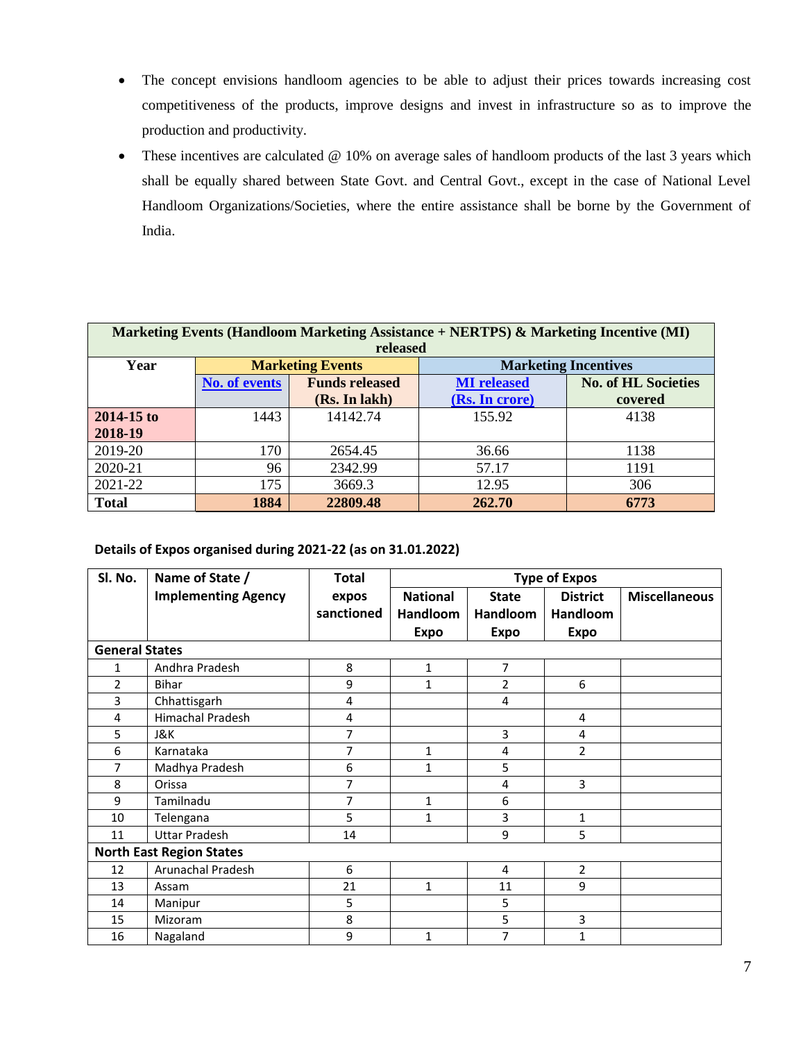- The concept envisions handloom agencies to be able to adjust their prices towards increasing cost competitiveness of the products, improve designs and invest in infrastructure so as to improve the production and productivity.
- These incentives are calculated @ 10% on average sales of handloom products of the last 3 years which shall be equally shared between State Govt. and Central Govt., except in the case of National Level Handloom Organizations/Societies, where the entire assistance shall be borne by the Government of India.

| **Marketing Events (Handloom Marketing Assistance + NERTPS) & Marketing Incentive (MI) released** | | | | |
|---|---|---|---|---|
| **Year** | **Marketing Events** | | **Marketing Incentives** | |
| | **No. of events** | **Funds released (Rs. In lakh)** | **MI released (Rs. In crore)** | **No. of HL Societies covered** |
| **2014-15 to 2018-19** | 1443 | 14142.74 | 155.92 | 4138 |
| 2019-20 | 170 | 2654.45 | 36.66 | 1138 |
| 2020-21 | 96 | 2342.99 | 57.17 | 1191 |
| 2021-22 | 175 | 3669.3 | 12.95 | 306 |
| **Total** | **1884** | **22809.48** | **262.70** | **6773** |

**Details of Expos organised during 2021-22 (as on 31.01.2022)**

| Sl. No. | Name of State / Implementing Agency | Total expos sanctioned | Type of Expos | | | |
|---|---|---|---|---|---|---|
| | | | National Handloom Expo | State Handloom Expo | District Handloom Expo | Miscellaneous |
| **General States** | | | | | | |
| 1 | Andhra Pradesh | 8 | 1 | 7 | | |
| 2 | Bihar | 9 | 1 | 2 | 6 | |
| 3 | Chhattisgarh | 4 | | 4 | | |
| 4 | Himachal Pradesh | 4 | | | 4 | |
| 5 | J&K | 7 | | 3 | 4 | |
| 6 | Karnataka | 7 | 1 | 4 | 2 | |
| 7 | Madhya Pradesh | 6 | 1 | 5 | | |
| 8 | Orissa | 7 | | 4 | 3 | |
| 9 | Tamilnadu | 7 | 1 | 6 | | |
| 10 | Telengana | 5 | 1 | 3 | 1 | |
| 11 | Uttar Pradesh | 14 | | 9 | 5 | |
| **North East Region States** | | | | | | |
| 12 | Arunachal Pradesh | 6 | | 4 | 2 | |
| 13 | Assam | 21 | 1 | 11 | 9 | |
| 14 | Manipur | 5 | | 5 | | |
| 15 | Mizoram | 8 | | 5 | 3 | |
| 16 | Nagaland | 9 | 1 | 7 | 1 | |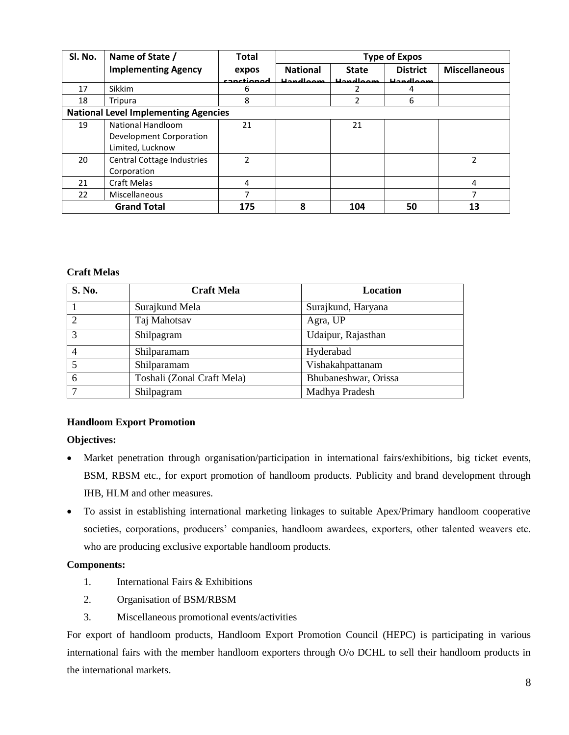| Sl. No. | Name of State / Implementing Agency | Total expos sanctioned | Type of Expos | | | |
|---|---|---|---|---|---|---|
| | | | National Handloom | State Handloom | District Handloom | Miscellaneous |
| 17 | Sikkim | 6 | | 2 | 4 | |
| 18 | Tripura | 8 | | 2 | 6 | |
| **National Level Implementing Agencies** | | | | | | |
| 19 | National Handloom Development Corporation Limited, Lucknow | 21 | | 21 | | |
| 20 | Central Cottage Industries Corporation | 2 | | | | 2 |
| 21 | Craft Melas | 4 | | | | 4 |
| 22 | Miscellaneous | 7 | | | | 7 |
| **Grand Total** | | **175** | **8** | **104** | **50** | **13** |

**Craft Melas**

| S. No. | Craft Mela | Location |
|---|---|---|
| 1 | Surajkund Mela | Surajkund, Haryana |
| 2 | Taj Mahotsav | Agra, UP |
| 3 | Shilpagram | Udaipur, Rajasthan |
| 4 | Shilparamam | Hyderabad |
| 5 | Shilparamam | Vishakahpattanam |
| 6 | Toshali (Zonal Craft Mela) | Bhubaneshwar, Orissa |
| 7 | Shilpagram | Madhya Pradesh |

**Handloom Export Promotion**

**Objectives:**

- Market penetration through organisation/participation in international fairs/exhibitions, big ticket events, BSM, RBSM etc., for export promotion of handloom products. Publicity and brand development through IHB, HLM and other measures.
- To assist in establishing international marketing linkages to suitable Apex/Primary handloom cooperative societies, corporations, producers' companies, handloom awardees, exporters, other talented weavers etc. who are producing exclusive exportable handloom products.

**Components:**

1. International Fairs & Exhibitions
2. Organisation of BSM/RBSM
3. Miscellaneous promotional events/activities

For export of handloom products, Handloom Export Promotion Council (HEPC) is participating in various international fairs with the member handloom exporters through O/o DCHL to sell their handloom products in the international markets.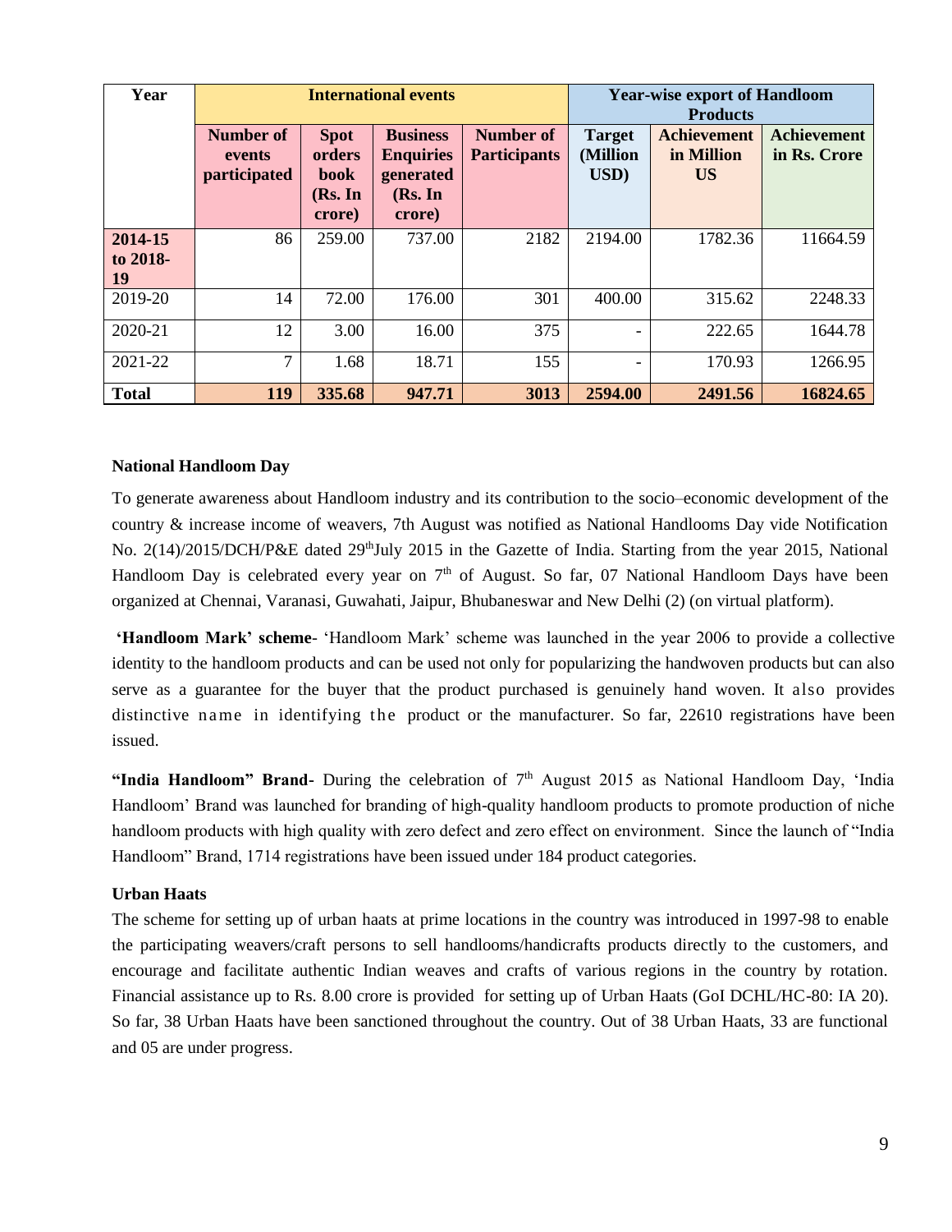| Year | International events | | | | Year-wise export of Handloom Products | | |
|---|---|---|---|---|---|---|---|
| | Number of events participated | Spot orders book (Rs. In crore) | Business Enquiries generated (Rs. In crore) | Number of Participants | Target (Million USD) | Achievement in Million US | Achievement in Rs. Crore |
| 2014-15 to 2018-19 | 86 | 259.00 | 737.00 | 2182 | 2194.00 | 1782.36 | 11664.59 |
| 2019-20 | 14 | 72.00 | 176.00 | 301 | 400.00 | 315.62 | 2248.33 |
| 2020-21 | 12 | 3.00 | 16.00 | 375 | - | 222.65 | 1644.78 |
| 2021-22 | 7 | 1.68 | 18.71 | 155 | - | 170.93 | 1266.95 |
| **Total** | **119** | **335.68** | **947.71** | **3013** | **2594.00** | **2491.56** | **16824.65** |

**National Handloom Day**

To generate awareness about Handloom industry and its contribution to the socio–economic development of the country & increase income of weavers, 7th August was notified as National Handlooms Day vide Notification No. 2(14)/2015/DCH/P&E dated 29thJuly 2015 in the Gazette of India. Starting from the year 2015, National Handloom Day is celebrated every year on 7th of August. So far, 07 National Handloom Days have been organized at Chennai, Varanasi, Guwahati, Jaipur, Bhubaneswar and New Delhi (2) (on virtual platform).

**'Handloom Mark' scheme**- 'Handloom Mark' scheme was launched in the year 2006 to provide a collective identity to the handloom products and can be used not only for popularizing the handwoven products but can also serve as a guarantee for the buyer that the product purchased is genuinely hand woven. It also provides distinctive name in identifying the product or the manufacturer. So far, 22610 registrations have been issued.

**"India Handloom" Brand-** During the celebration of 7th August 2015 as National Handloom Day, 'India Handloom' Brand was launched for branding of high-quality handloom products to promote production of niche handloom products with high quality with zero defect and zero effect on environment. Since the launch of "India Handloom" Brand, 1714 registrations have been issued under 184 product categories.

**Urban Haats**

The scheme for setting up of urban haats at prime locations in the country was introduced in 1997-98 to enable the participating weavers/craft persons to sell handlooms/handicrafts products directly to the customers, and encourage and facilitate authentic Indian weaves and crafts of various regions in the country by rotation. Financial assistance up to Rs. 8.00 crore is provided for setting up of Urban Haats (GoI DCHL/HC-80: IA 20). So far, 38 Urban Haats have been sanctioned throughout the country. Out of 38 Urban Haats, 33 are functional and 05 are under progress.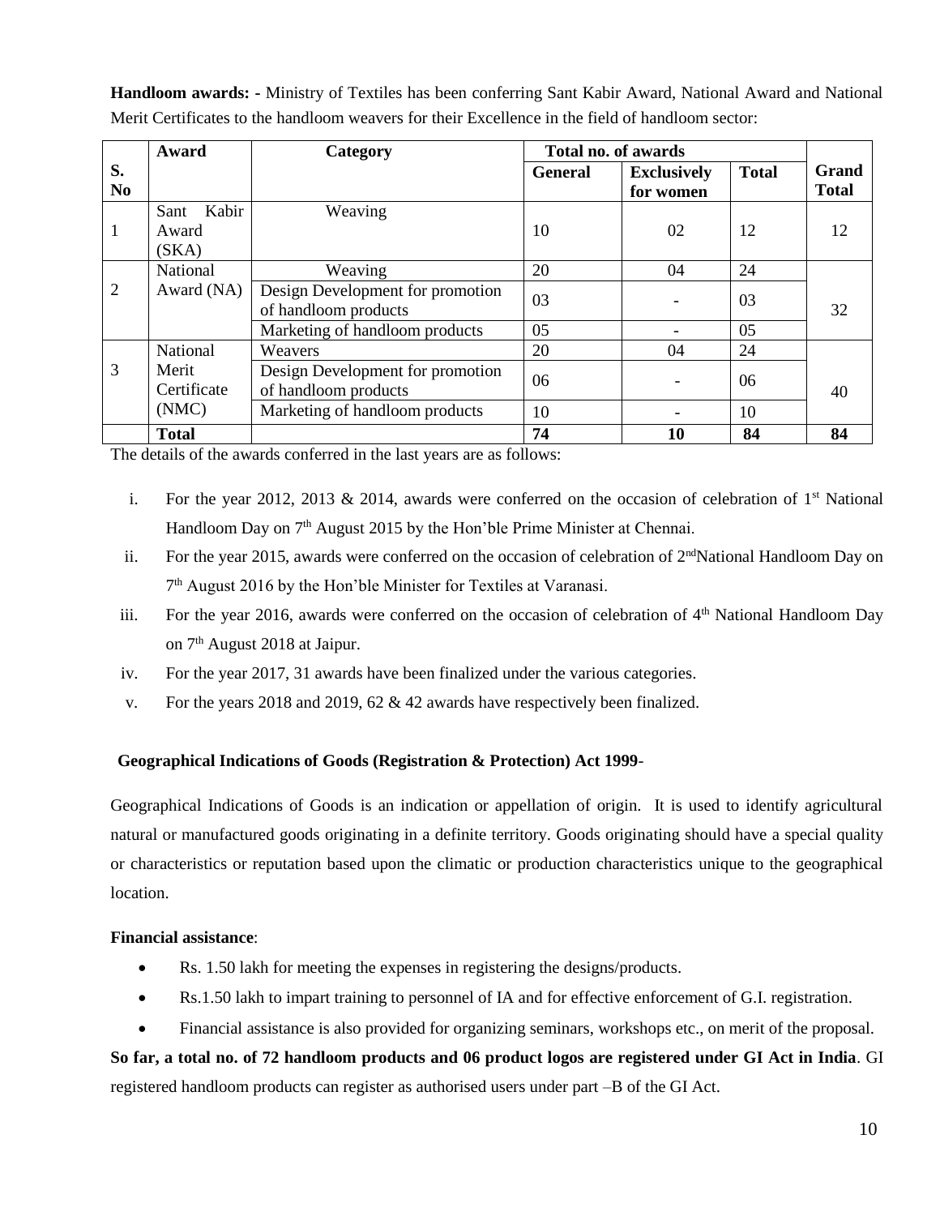**Handloom awards: -** Ministry of Textiles has been conferring Sant Kabir Award, National Award and National Merit Certificates to the handloom weavers for their Excellence in the field of handloom sector:

| S. No | Award | Category | Total no. of awards | | | Grand Total |
|---|---|---|---|---|---|---|
| | | | General | Exclusively for women | Total | |
| 1 | Sant Kabir Award (SKA) | Weaving | 10 | 02 | 12 | 12 |
| 2 | National Award (NA) | Weaving | 20 | 04 | 24 | 32 |
| | | Design Development for promotion of handloom products | 03 | - | 03 | |
| | | Marketing of handloom products | 05 | - | 05 | |
| 3 | National Merit Certificate (NMC) | Weavers | 20 | 04 | 24 | 40 |
| | | Design Development for promotion of handloom products | 06 | - | 06 | |
| | | Marketing of handloom products | 10 | - | 10 | |
| | **Total** | | **74** | **10** | **84** | **84** |

The details of the awards conferred in the last years are as follows:

i. For the year 2012, 2013 & 2014, awards were conferred on the occasion of celebration of 1st National Handloom Day on 7th August 2015 by the Hon'ble Prime Minister at Chennai.

ii. For the year 2015, awards were conferred on the occasion of celebration of 2nd National Handloom Day on 7th August 2016 by the Hon'ble Minister for Textiles at Varanasi.

iii. For the year 2016, awards were conferred on the occasion of celebration of 4th National Handloom Day on 7th August 2018 at Jaipur.

iv. For the year 2017, 31 awards have been finalized under the various categories.

v. For the years 2018 and 2019, 62 & 42 awards have respectively been finalized.

**Geographical Indications of Goods (Registration & Protection) Act 1999**-

Geographical Indications of Goods is an indication or appellation of origin. It is used to identify agricultural natural or manufactured goods originating in a definite territory. Goods originating should have a special quality or characteristics or reputation based upon the climatic or production characteristics unique to the geographical location.

**Financial assistance**:

- Rs. 1.50 lakh for meeting the expenses in registering the designs/products.
- Rs.1.50 lakh to impart training to personnel of IA and for effective enforcement of G.I. registration.
- Financial assistance is also provided for organizing seminars, workshops etc., on merit of the proposal.

**So far, a total no. of 72 handloom products and 06 product logos are registered under GI Act in India**. GI registered handloom products can register as authorised users under part –B of the GI Act.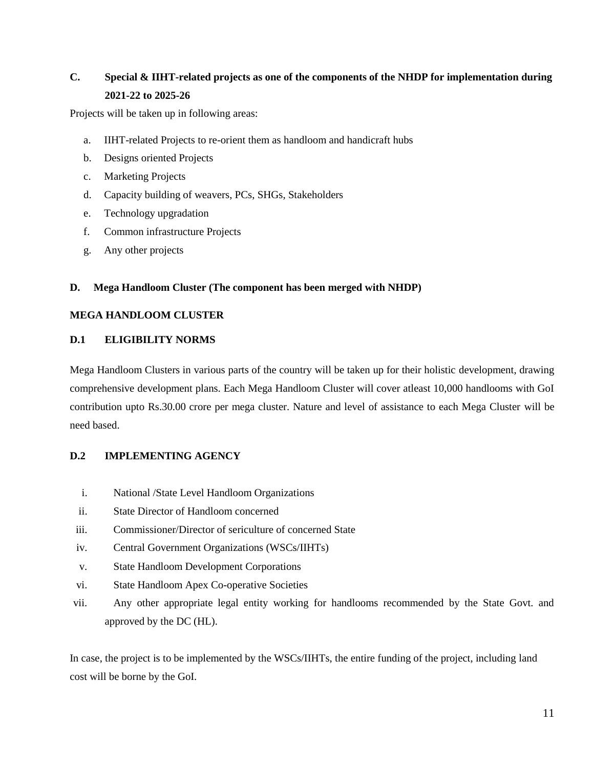## C. Special & IIHT-related projects as one of the components of the NHDP for implementation during 2021-22 to 2025-26

Projects will be taken up in following areas:

a. IIHT-related Projects to re-orient them as handloom and handicraft hubs
b. Designs oriented Projects
c. Marketing Projects
d. Capacity building of weavers, PCs, SHGs, Stakeholders
e. Technology upgradation
f. Common infrastructure Projects
g. Any other projects

## D. Mega Handloom Cluster (The component has been merged with NHDP)

### MEGA HANDLOOM CLUSTER

### D.1 ELIGIBILITY NORMS

Mega Handloom Clusters in various parts of the country will be taken up for their holistic development, drawing comprehensive development plans. Each Mega Handloom Cluster will cover atleast 10,000 handlooms with GoI contribution upto Rs.30.00 crore per mega cluster. Nature and level of assistance to each Mega Cluster will be need based.

### D.2 IMPLEMENTING AGENCY

i. National /State Level Handloom Organizations
ii. State Director of Handloom concerned
iii. Commissioner/Director of sericulture of concerned State
iv. Central Government Organizations (WSCs/IIHTs)
v. State Handloom Development Corporations
vi. State Handloom Apex Co-operative Societies
vii. Any other appropriate legal entity working for handlooms recommended by the State Govt. and approved by the DC (HL).

In case, the project is to be implemented by the WSCs/IIHTs, the entire funding of the project, including land cost will be borne by the GoI.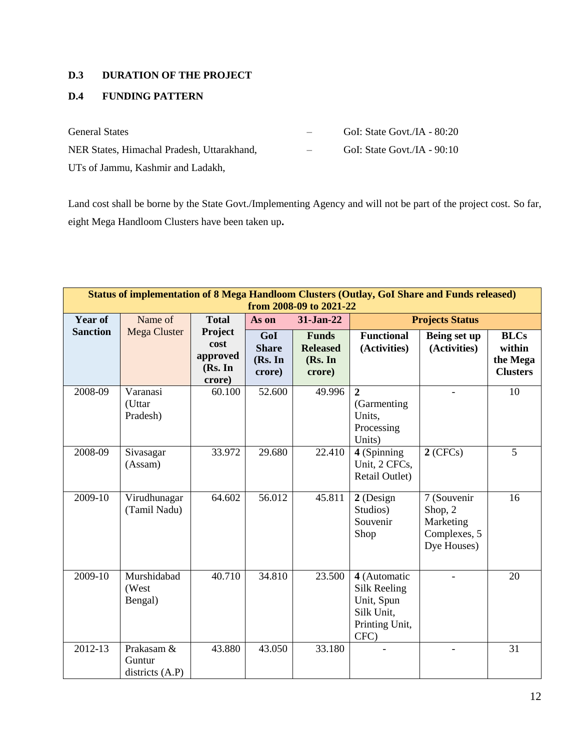**D.3 DURATION OF THE PROJECT**

**D.4 FUNDING PATTERN**

General States – GoI: State Govt./IA - 80:20

NER States, Himachal Pradesh, Uttarakhand, UTs of Jammu, Kashmir and Ladakh, – GoI: State Govt./IA - 90:10

Land cost shall be borne by the State Govt./Implementing Agency and will not be part of the project cost. So far, eight Mega Handloom Clusters have been taken up**.**

| **Status of implementation of 8 Mega Handloom Clusters (Outlay, GoI Share and Funds released) from 2008-09 to 2021-22** | | | | | | | |
|---|---|---|---|---|---|---|---|
| **Year of Sanction** | Name of Mega Cluster | **Total Project cost approved (Rs. In crore)** | **As on 31-Jan-22** | | **Projects Status** | | |
| | | | **GoI Share (Rs. In crore)** | **Funds Released (Rs. In crore)** | **Functional (Activities)** | **Being set up (Activities)** | **BLCs within the Mega Clusters** |
| 2008-09 | Varanasi (Uttar Pradesh) | 60.100 | 52.600 | 49.996 | **2** (Garmenting Units, Processing Units) | - | 10 |
| 2008-09 | Sivasagar (Assam) | 33.972 | 29.680 | 22.410 | **4** (Spinning Unit, 2 CFCs, Retail Outlet) | **2** (CFCs) | 5 |
| 2009-10 | Virudhunagar (Tamil Nadu) | 64.602 | 56.012 | 45.811 | **2** (Design Studios) Souvenir Shop | 7 (Souvenir Shop, 2 Marketing Complexes, 5 Dye Houses) | 16 |
| 2009-10 | Murshidabad (West Bengal) | 40.710 | 34.810 | 23.500 | **4** (Automatic Silk Reeling Unit, Spun Silk Unit, Printing Unit, CFC) | - | 20 |
| 2012-13 | Prakasam & Guntur districts (A.P) | 43.880 | 43.050 | 33.180 | - | - | 31 |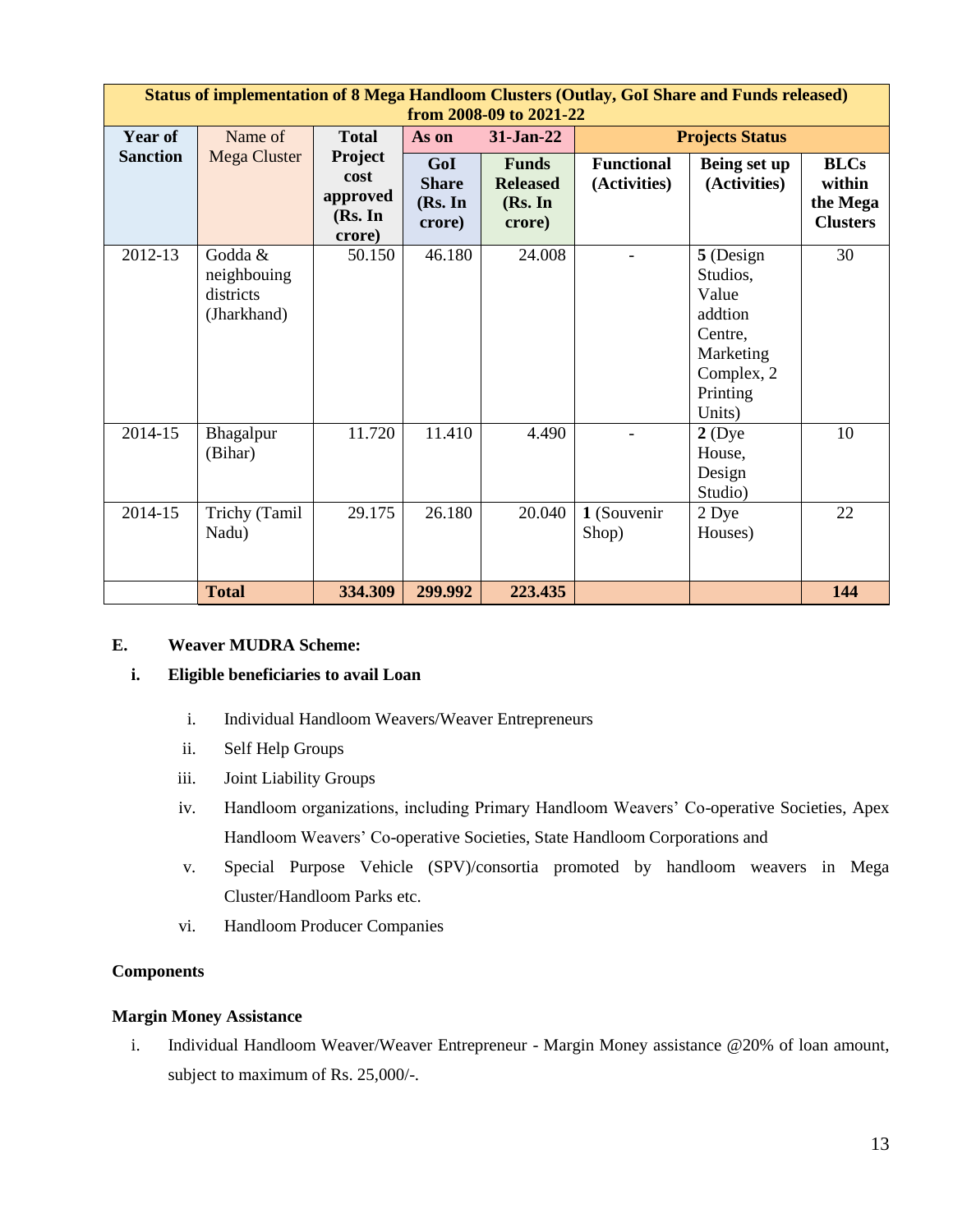| Status of implementation of 8 Mega Handloom Clusters (Outlay, GoI Share and Funds released) from 2008-09 to 2021-22 | | | | | | | |
|---|---|---|---|---|---|---|---|
| **Year of Sanction** | Name of Mega Cluster | **Total Project cost approved (Rs. In crore)** | **As on 31-Jan-22** | | **Projects Status** | | |
| | | | **GoI Share (Rs. In crore)** | **Funds Released (Rs. In crore)** | **Functional (Activities)** | **Being set up (Activities)** | **BLCs within the Mega Clusters** |
| 2012-13 | Godda & neighbouing districts (Jharkhand) | 50.150 | 46.180 | 24.008 | - | **5** (Design Studios, Value addtion Centre, Marketing Complex, 2 Printing Units) | 30 |
| 2014-15 | Bhagalpur (Bihar) | 11.720 | 11.410 | 4.490 | - | **2** (Dye House, Design Studio) | 10 |
| 2014-15 | Trichy (Tamil Nadu) | 29.175 | 26.180 | 20.040 | **1** (Souvenir Shop) | 2 Dye Houses) | 22 |
| | **Total** | **334.309** | **299.992** | **223.435** | | | **144** |

**E. Weaver MUDRA Scheme:**

**i. Eligible beneficiaries to avail Loan**

i. Individual Handloom Weavers/Weaver Entrepreneurs

ii. Self Help Groups

iii. Joint Liability Groups

iv. Handloom organizations, including Primary Handloom Weavers' Co-operative Societies, Apex Handloom Weavers' Co-operative Societies, State Handloom Corporations and

v. Special Purpose Vehicle (SPV)/consortia promoted by handloom weavers in Mega Cluster/Handloom Parks etc.

vi. Handloom Producer Companies

**Components**

**Margin Money Assistance**

i. Individual Handloom Weaver/Weaver Entrepreneur - Margin Money assistance @20% of loan amount, subject to maximum of Rs. 25,000/-.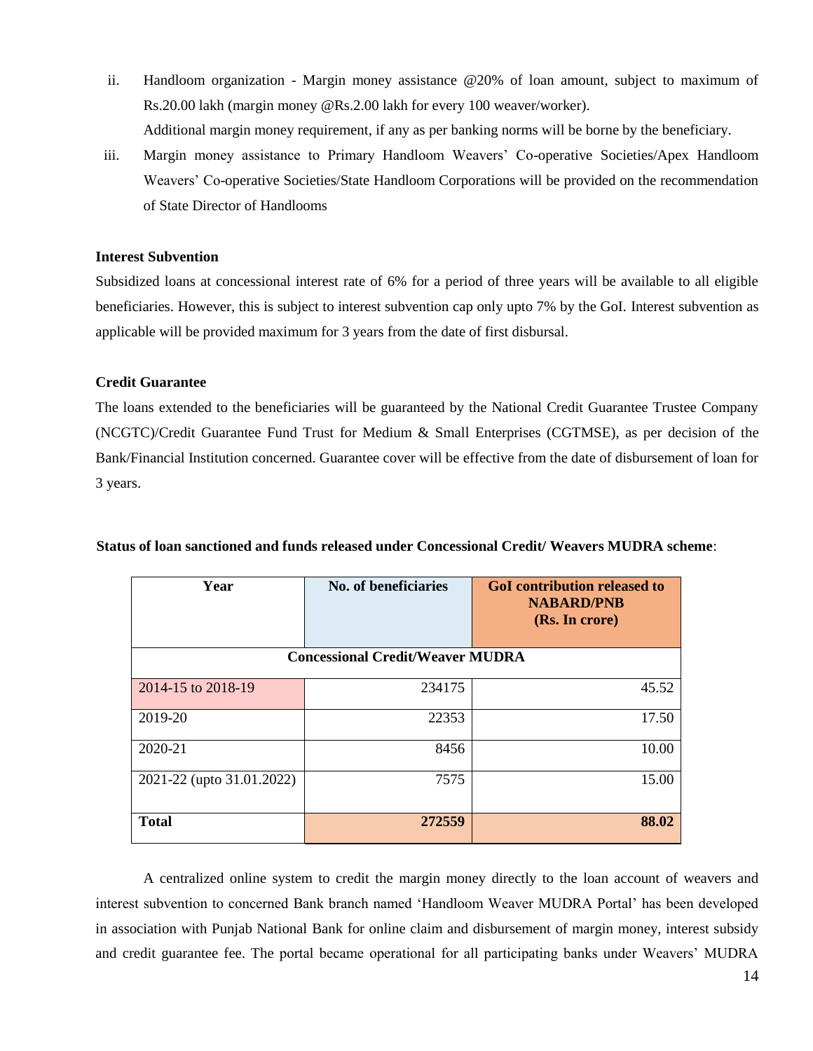ii. Handloom organization - Margin money assistance @20% of loan amount, subject to maximum of Rs.20.00 lakh (margin money @Rs.2.00 lakh for every 100 weaver/worker).
   Additional margin money requirement, if any as per banking norms will be borne by the beneficiary.

iii. Margin money assistance to Primary Handloom Weavers' Co-operative Societies/Apex Handloom Weavers' Co-operative Societies/State Handloom Corporations will be provided on the recommendation of State Director of Handlooms

**Interest Subvention**

Subsidized loans at concessional interest rate of 6% for a period of three years will be available to all eligible beneficiaries. However, this is subject to interest subvention cap only upto 7% by the GoI. Interest subvention as applicable will be provided maximum for 3 years from the date of first disbursal.

**Credit Guarantee**

The loans extended to the beneficiaries will be guaranteed by the National Credit Guarantee Trustee Company (NCGTC)/Credit Guarantee Fund Trust for Medium & Small Enterprises (CGTMSE), as per decision of the Bank/Financial Institution concerned. Guarantee cover will be effective from the date of disbursement of loan for 3 years.

**Status of loan sanctioned and funds released under Concessional Credit/ Weavers MUDRA scheme**:

| Year | No. of beneficiaries | GoI contribution released to NABARD/PNB (Rs. In crore) |
|---|---|---|
| **Concessional Credit/Weaver MUDRA** | | |
| 2014-15 to 2018-19 | 234175 | 45.52 |
| 2019-20 | 22353 | 17.50 |
| 2020-21 | 8456 | 10.00 |
| 2021-22 (upto 31.01.2022) | 7575 | 15.00 |
| **Total** | **272559** | **88.02** |

A centralized online system to credit the margin money directly to the loan account of weavers and interest subvention to concerned Bank branch named 'Handloom Weaver MUDRA Portal' has been developed in association with Punjab National Bank for online claim and disbursement of margin money, interest subsidy and credit guarantee fee. The portal became operational for all participating banks under Weavers' MUDRA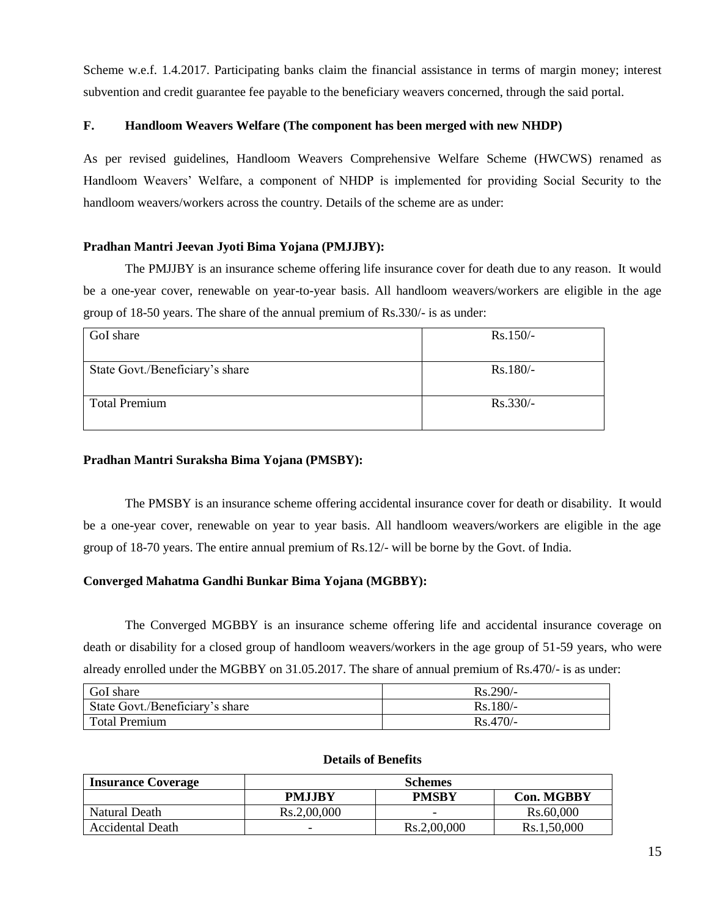Scheme w.e.f. 1.4.2017. Participating banks claim the financial assistance in terms of margin money; interest subvention and credit guarantee fee payable to the beneficiary weavers concerned, through the said portal.

**F. Handloom Weavers Welfare (The component has been merged with new NHDP)**

As per revised guidelines, Handloom Weavers Comprehensive Welfare Scheme (HWCWS) renamed as Handloom Weavers' Welfare, a component of NHDP is implemented for providing Social Security to the handloom weavers/workers across the country. Details of the scheme are as under:

**Pradhan Mantri Jeevan Jyoti Bima Yojana (PMJJBY):**

The PMJJBY is an insurance scheme offering life insurance cover for death due to any reason. It would be a one-year cover, renewable on year-to-year basis. All handloom weavers/workers are eligible in the age group of 18-50 years. The share of the annual premium of Rs.330/- is as under:

| | |
|---|---|
| GoI share | Rs.150/- |
| State Govt./Beneficiary's share | Rs.180/- |
| Total Premium | Rs.330/- |

**Pradhan Mantri Suraksha Bima Yojana (PMSBY):**

The PMSBY is an insurance scheme offering accidental insurance cover for death or disability. It would be a one-year cover, renewable on year to year basis. All handloom weavers/workers are eligible in the age group of 18-70 years. The entire annual premium of Rs.12/- will be borne by the Govt. of India.

**Converged Mahatma Gandhi Bunkar Bima Yojana (MGBBY):**

The Converged MGBBY is an insurance scheme offering life and accidental insurance coverage on death or disability for a closed group of handloom weavers/workers in the age group of 51-59 years, who were already enrolled under the MGBBY on 31.05.2017. The share of annual premium of Rs.470/- is as under:

| | |
|---|---|
| GoI share | Rs.290/- |
| State Govt./Beneficiary's share | Rs.180/- |
| Total Premium | Rs.470/- |

**Details of Benefits**

| **Insurance Coverage** | **Schemes** | | |
|---|---|---|---|
| | **PMJJBY** | **PMSBY** | **Con. MGBBY** |
| Natural Death | Rs.2,00,000 | - | Rs.60,000 |
| Accidental Death | - | Rs.2,00,000 | Rs.1,50,000 |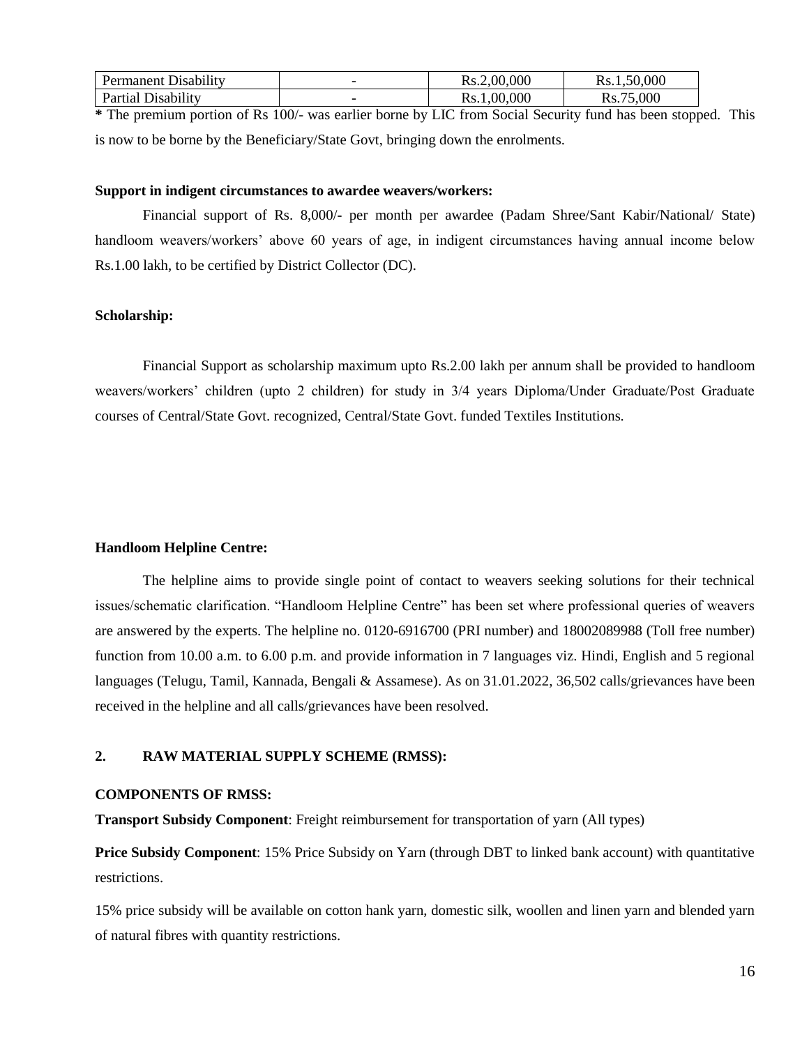| Permanent Disability | - | Rs.2,00,000 | Rs.1,50,000 |
|---|---|---|---|
| Partial Disability | - | Rs.1,00,000 | Rs.75,000 |

**\*** The premium portion of Rs 100/- was earlier borne by LIC from Social Security fund has been stopped. This is now to be borne by the Beneficiary/State Govt, bringing down the enrolments.

**Support in indigent circumstances to awardee weavers/workers:**

Financial support of Rs. 8,000/- per month per awardee (Padam Shree/Sant Kabir/National/ State) handloom weavers/workers' above 60 years of age, in indigent circumstances having annual income below Rs.1.00 lakh, to be certified by District Collector (DC).

**Scholarship:**

Financial Support as scholarship maximum upto Rs.2.00 lakh per annum shall be provided to handloom weavers/workers' children (upto 2 children) for study in 3/4 years Diploma/Under Graduate/Post Graduate courses of Central/State Govt. recognized, Central/State Govt. funded Textiles Institutions.

**Handloom Helpline Centre:**

The helpline aims to provide single point of contact to weavers seeking solutions for their technical issues/schematic clarification. "Handloom Helpline Centre" has been set where professional queries of weavers are answered by the experts. The helpline no. 0120-6916700 (PRI number) and 18002089988 (Toll free number) function from 10.00 a.m. to 6.00 p.m. and provide information in 7 languages viz. Hindi, English and 5 regional languages (Telugu, Tamil, Kannada, Bengali & Assamese). As on 31.01.2022, 36,502 calls/grievances have been received in the helpline and all calls/grievances have been resolved.

## 2. RAW MATERIAL SUPPLY SCHEME (RMSS):

**COMPONENTS OF RMSS:**

**Transport Subsidy Component**: Freight reimbursement for transportation of yarn (All types)

**Price Subsidy Component**: 15% Price Subsidy on Yarn (through DBT to linked bank account) with quantitative restrictions.

15% price subsidy will be available on cotton hank yarn, domestic silk, woollen and linen yarn and blended yarn of natural fibres with quantity restrictions.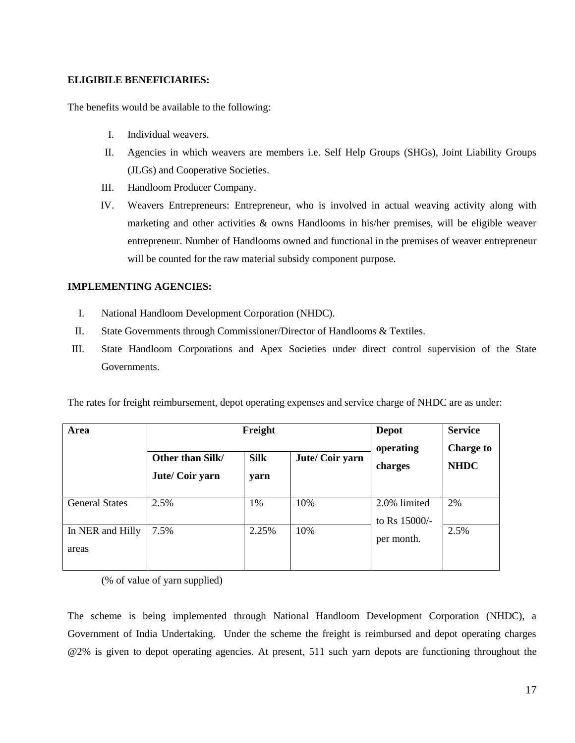**ELIGIBILE BENEFICIARIES:**

The benefits would be available to the following:

I. Individual weavers.
II. Agencies in which weavers are members i.e. Self Help Groups (SHGs), Joint Liability Groups (JLGs) and Cooperative Societies.
III. Handloom Producer Company.
IV. Weavers Entrepreneurs: Entrepreneur, who is involved in actual weaving activity along with marketing and other activities & owns Handlooms in his/her premises, will be eligible weaver entrepreneur. Number of Handlooms owned and functional in the premises of weaver entrepreneur will be counted for the raw material subsidy component purpose.

**IMPLEMENTING AGENCIES:**

I. National Handloom Development Corporation (NHDC).
II. State Governments through Commissioner/Director of Handlooms & Textiles.
III. State Handloom Corporations and Apex Societies under direct control supervision of the State Governments.

The rates for freight reimbursement, depot operating expenses and service charge of NHDC are as under:

| Area | Freight | | | Depot operating charges | Service Charge to NHDC |
|---|---|---|---|---|---|
| | Other than Silk/ Jute/ Coir yarn | Silk yarn | Jute/ Coir yarn | | |
| General States | 2.5% | 1% | 10% | 2.0% limited to Rs 15000/- per month. | 2% |
| In NER and Hilly areas | 7.5% | 2.25% | 10% | | 2.5% |

(% of value of yarn supplied)

The scheme is being implemented through National Handloom Development Corporation (NHDC), a Government of India Undertaking. Under the scheme the freight is reimbursed and depot operating charges @2% is given to depot operating agencies. At present, 511 such yarn depots are functioning throughout the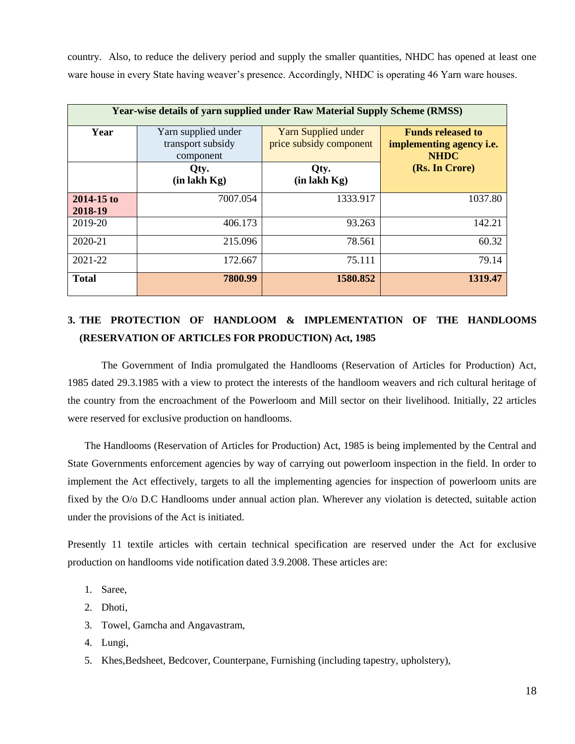country. Also, to reduce the delivery period and supply the smaller quantities, NHDC has opened at least one ware house in every State having weaver's presence. Accordingly, NHDC is operating 46 Yarn ware houses.

| Year-wise details of yarn supplied under Raw Material Supply Scheme (RMSS) | | | |
|---|---|---|---|
| **Year** | Yarn supplied under transport subsidy component | Yarn Supplied under price subsidy component | **Funds released to implementing agency i.e. NHDC (Rs. In Crore)** |
| | **Qty. (in lakh Kg)** | **Qty. (in lakh Kg)** | |
| **2014-15 to 2018-19** | 7007.054 | 1333.917 | 1037.80 |
| 2019-20 | 406.173 | 93.263 | 142.21 |
| 2020-21 | 215.096 | 78.561 | 60.32 |
| 2021-22 | 172.667 | 75.111 | 79.14 |
| **Total** | **7800.99** | **1580.852** | **1319.47** |

## 3. THE PROTECTION OF HANDLOOM & IMPLEMENTATION OF THE HANDLOOMS (RESERVATION OF ARTICLES FOR PRODUCTION) Act, 1985

The Government of India promulgated the Handlooms (Reservation of Articles for Production) Act, 1985 dated 29.3.1985 with a view to protect the interests of the handloom weavers and rich cultural heritage of the country from the encroachment of the Powerloom and Mill sector on their livelihood. Initially, 22 articles were reserved for exclusive production on handlooms.

The Handlooms (Reservation of Articles for Production) Act, 1985 is being implemented by the Central and State Governments enforcement agencies by way of carrying out powerloom inspection in the field. In order to implement the Act effectively, targets to all the implementing agencies for inspection of powerloom units are fixed by the O/o D.C Handlooms under annual action plan. Wherever any violation is detected, suitable action under the provisions of the Act is initiated.

Presently 11 textile articles with certain technical specification are reserved under the Act for exclusive production on handlooms vide notification dated 3.9.2008. These articles are:

1. Saree,
2. Dhoti,
3. Towel, Gamcha and Angavastram,
4. Lungi,
5. Khes,Bedsheet, Bedcover, Counterpane, Furnishing (including tapestry, upholstery),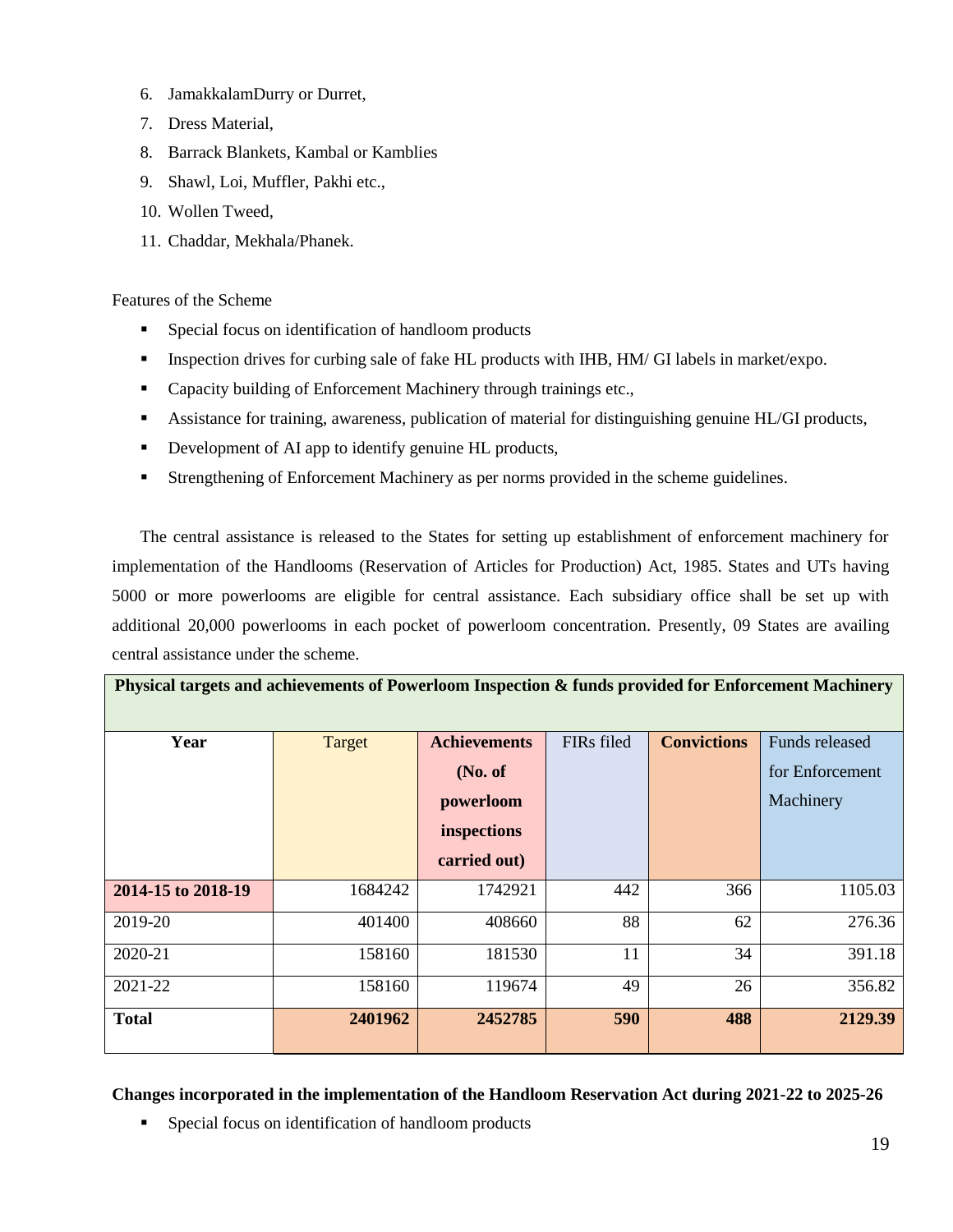6. JamakkalamDurry or Durret,
7. Dress Material,
8. Barrack Blankets, Kambal or Kamblies
9. Shawl, Loi, Muffler, Pakhi etc.,
10. Wollen Tweed,
11. Chaddar, Mekhala/Phanek.

Features of the Scheme

- Special focus on identification of handloom products
- Inspection drives for curbing sale of fake HL products with IHB, HM/ GI labels in market/expo.
- Capacity building of Enforcement Machinery through trainings etc.,
- Assistance for training, awareness, publication of material for distinguishing genuine HL/GI products,
- Development of AI app to identify genuine HL products,
- Strengthening of Enforcement Machinery as per norms provided in the scheme guidelines.

The central assistance is released to the States for setting up establishment of enforcement machinery for implementation of the Handlooms (Reservation of Articles for Production) Act, 1985. States and UTs having 5000 or more powerlooms are eligible for central assistance. Each subsidiary office shall be set up with additional 20,000 powerlooms in each pocket of powerloom concentration. Presently, 09 States are availing central assistance under the scheme.

**Physical targets and achievements of Powerloom Inspection & funds provided for Enforcement Machinery**

| **Year** | Target | **Achievements (No. of powerloom inspections carried out)** | FIRs filed | **Convictions** | Funds released for Enforcement Machinery |
|---|---|---|---|---|---|
| **2014-15 to 2018-19** | 1684242 | 1742921 | 442 | 366 | 1105.03 |
| 2019-20 | 401400 | 408660 | 88 | 62 | 276.36 |
| 2020-21 | 158160 | 181530 | 11 | 34 | 391.18 |
| 2021-22 | 158160 | 119674 | 49 | 26 | 356.82 |
| **Total** | **2401962** | **2452785** | **590** | **488** | **2129.39** |

**Changes incorporated in the implementation of the Handloom Reservation Act during 2021-22 to 2025-26**

- Special focus on identification of handloom products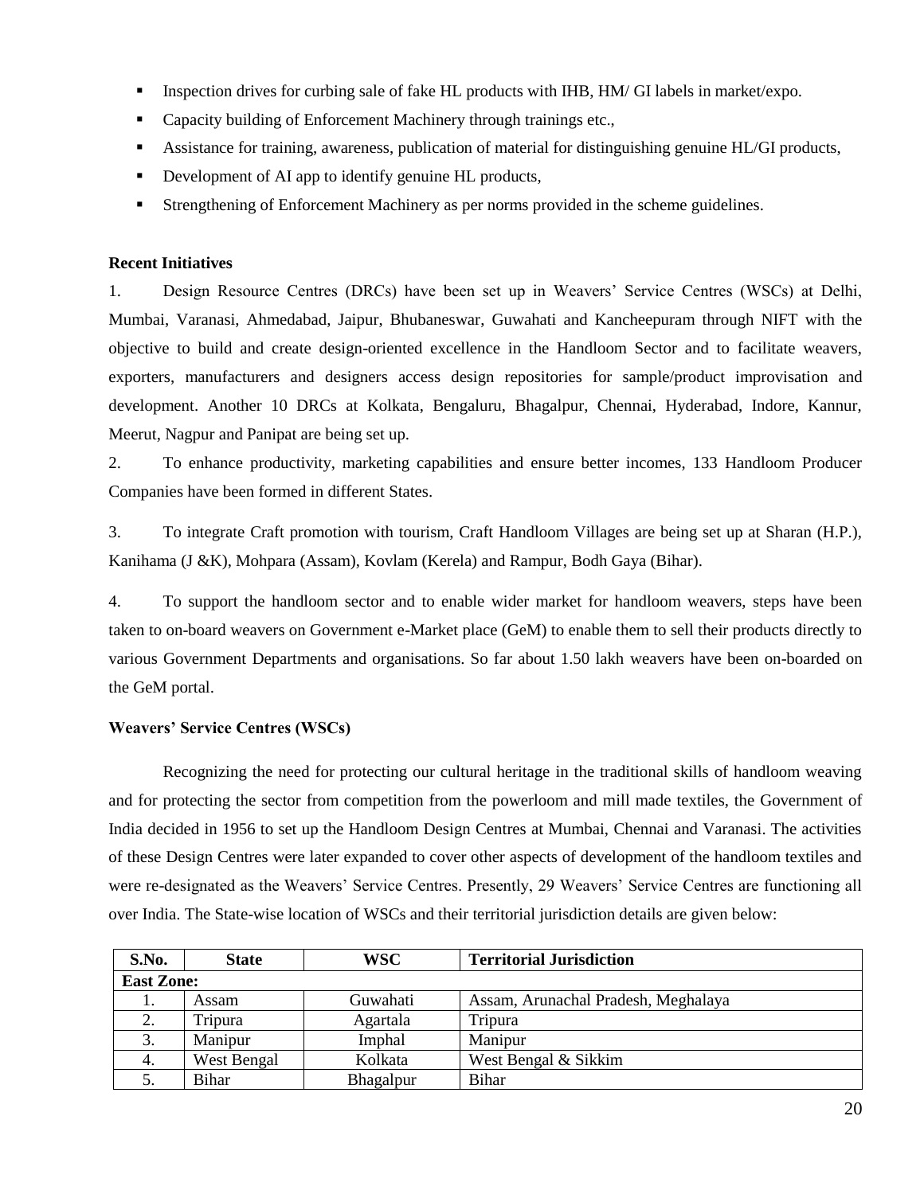- Inspection drives for curbing sale of fake HL products with IHB, HM/ GI labels in market/expo.
- Capacity building of Enforcement Machinery through trainings etc.,
- Assistance for training, awareness, publication of material for distinguishing genuine HL/GI products,
- Development of AI app to identify genuine HL products,
- Strengthening of Enforcement Machinery as per norms provided in the scheme guidelines.

**Recent Initiatives**

1. Design Resource Centres (DRCs) have been set up in Weavers' Service Centres (WSCs) at Delhi, Mumbai, Varanasi, Ahmedabad, Jaipur, Bhubaneswar, Guwahati and Kancheepuram through NIFT with the objective to build and create design-oriented excellence in the Handloom Sector and to facilitate weavers, exporters, manufacturers and designers access design repositories for sample/product improvisation and development. Another 10 DRCs at Kolkata, Bengaluru, Bhagalpur, Chennai, Hyderabad, Indore, Kannur, Meerut, Nagpur and Panipat are being set up.

2. To enhance productivity, marketing capabilities and ensure better incomes, 133 Handloom Producer Companies have been formed in different States.

3. To integrate Craft promotion with tourism, Craft Handloom Villages are being set up at Sharan (H.P.), Kanihama (J &K), Mohpara (Assam), Kovlam (Kerela) and Rampur, Bodh Gaya (Bihar).

4. To support the handloom sector and to enable wider market for handloom weavers, steps have been taken to on-board weavers on Government e-Market place (GeM) to enable them to sell their products directly to various Government Departments and organisations. So far about 1.50 lakh weavers have been on-boarded on the GeM portal.

**Weavers' Service Centres (WSCs)**

Recognizing the need for protecting our cultural heritage in the traditional skills of handloom weaving and for protecting the sector from competition from the powerloom and mill made textiles, the Government of India decided in 1956 to set up the Handloom Design Centres at Mumbai, Chennai and Varanasi. The activities of these Design Centres were later expanded to cover other aspects of development of the handloom textiles and were re-designated as the Weavers' Service Centres. Presently, 29 Weavers' Service Centres are functioning all over India. The State-wise location of WSCs and their territorial jurisdiction details are given below:

| S.No. | State | WSC | Territorial Jurisdiction |
|---|---|---|---|
| **East Zone:** | | | |
| 1. | Assam | Guwahati | Assam, Arunachal Pradesh, Meghalaya |
| 2. | Tripura | Agartala | Tripura |
| 3. | Manipur | Imphal | Manipur |
| 4. | West Bengal | Kolkata | West Bengal & Sikkim |
| 5. | Bihar | Bhagalpur | Bihar |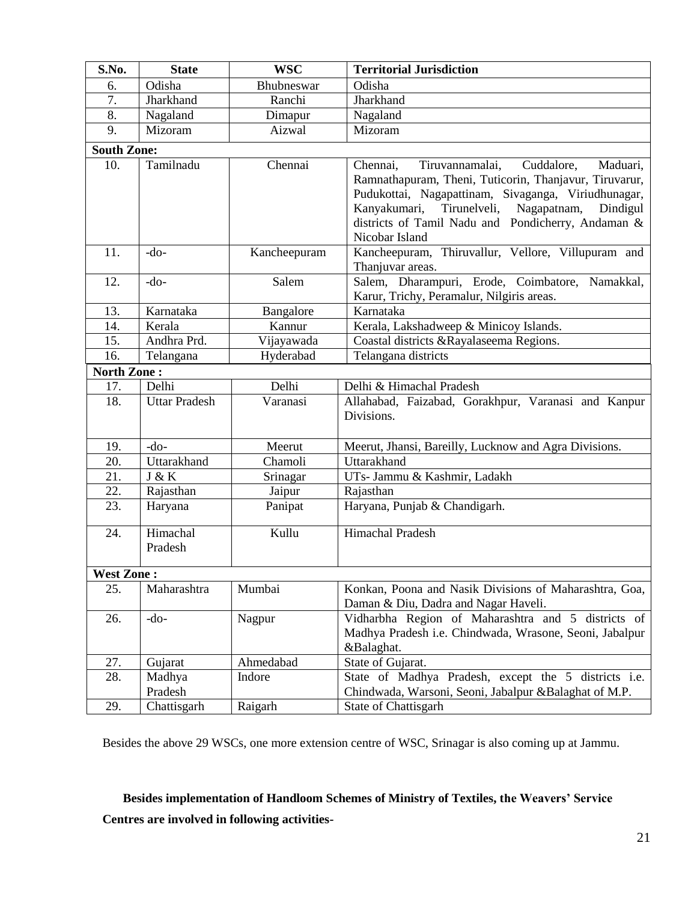| S.No. | State | WSC | Territorial Jurisdiction |
|---|---|---|---|
| 6. | Odisha | Bhubneswar | Odisha |
| 7. | Jharkhand | Ranchi | Jharkhand |
| 8. | Nagaland | Dimapur | Nagaland |
| 9. | Mizoram | Aizwal | Mizoram |
| **South Zone:** | | | |
| 10. | Tamilnadu | Chennai | Chennai, Tiruvannamalai, Cuddalore, Maduari, Ramnathapuram, Theni, Tuticorin, Thanjavur, Tiruvarur, Pudukottai, Nagapattinam, Sivaganga, Viriudhunagar, Kanyakumari, Tirunelveli, Nagapatnam, Dindigul districts of Tamil Nadu and Pondicherry, Andaman & Nicobar Island |
| 11. | -do- | Kancheepuram | Kancheepuram, Thiruvallur, Vellore, Villupuram and Thanjuvar areas. |
| 12. | -do- | Salem | Salem, Dharampuri, Erode, Coimbatore, Namakkal, Karur, Trichy, Peramalur, Nilgiris areas. |
| 13. | Karnataka | Bangalore | Karnataka |
| 14. | Kerala | Kannur | Kerala, Lakshadweep & Minicoy Islands. |
| 15. | Andhra Prd. | Vijayawada | Coastal districts &Rayalaseema Regions. |
| 16. | Telangana | Hyderabad | Telangana districts |
| **North Zone :** | | | |
| 17. | Delhi | Delhi | Delhi & Himachal Pradesh |
| 18. | Uttar Pradesh | Varanasi | Allahabad, Faizabad, Gorakhpur, Varanasi and Kanpur Divisions. |
| 19. | -do- | Meerut | Meerut, Jhansi, Bareilly, Lucknow and Agra Divisions. |
| 20. | Uttarakhand | Chamoli | Uttarakhand |
| 21. | J & K | Srinagar | UTs- Jammu & Kashmir, Ladakh |
| 22. | Rajasthan | Jaipur | Rajasthan |
| 23. | Haryana | Panipat | Haryana, Punjab & Chandigarh. |
| 24. | Himachal Pradesh | Kullu | Himachal Pradesh |
| **West Zone :** | | | |
| 25. | Maharashtra | Mumbai | Konkan, Poona and Nasik Divisions of Maharashtra, Goa, Daman & Diu, Dadra and Nagar Haveli. |
| 26. | -do- | Nagpur | Vidharbha Region of Maharashtra and 5 districts of Madhya Pradesh i.e. Chindwada, Wrasone, Seoni, Jabalpur &Balaghat. |
| 27. | Gujarat | Ahmedabad | State of Gujarat. |
| 28. | Madhya Pradesh | Indore | State of Madhya Pradesh, except the 5 districts i.e. Chindwada, Warsoni, Seoni, Jabalpur &Balaghat of M.P. |
| 29. | Chattisgarh | Raigarh | State of Chattisgarh |

Besides the above 29 WSCs, one more extension centre of WSC, Srinagar is also coming up at Jammu.

**Besides implementation of Handloom Schemes of Ministry of Textiles, the Weavers' Service Centres are involved in following activities-**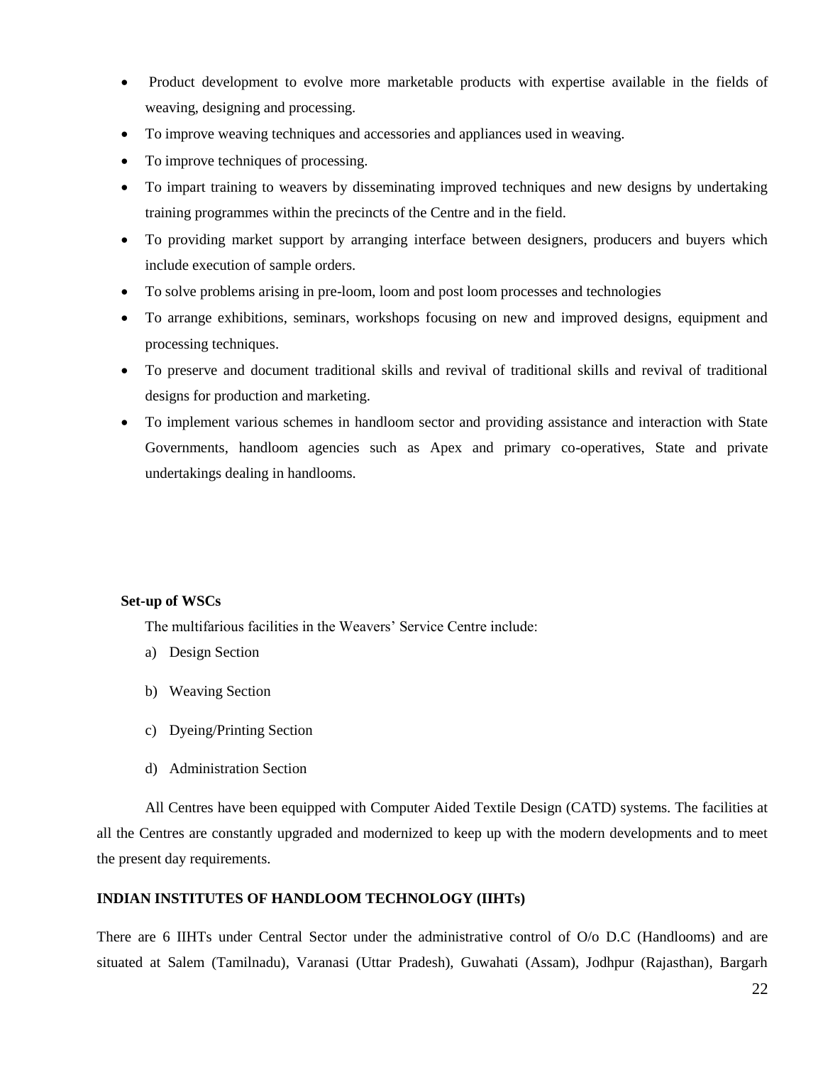- Product development to evolve more marketable products with expertise available in the fields of weaving, designing and processing.
- To improve weaving techniques and accessories and appliances used in weaving.
- To improve techniques of processing.
- To impart training to weavers by disseminating improved techniques and new designs by undertaking training programmes within the precincts of the Centre and in the field.
- To providing market support by arranging interface between designers, producers and buyers which include execution of sample orders.
- To solve problems arising in pre-loom, loom and post loom processes and technologies
- To arrange exhibitions, seminars, workshops focusing on new and improved designs, equipment and processing techniques.
- To preserve and document traditional skills and revival of traditional skills and revival of traditional designs for production and marketing.
- To implement various schemes in handloom sector and providing assistance and interaction with State Governments, handloom agencies such as Apex and primary co-operatives, State and private undertakings dealing in handlooms.

**Set-up of WSCs**

The multifarious facilities in the Weavers' Service Centre include:

a) Design Section

b) Weaving Section

c) Dyeing/Printing Section

d) Administration Section

All Centres have been equipped with Computer Aided Textile Design (CATD) systems. The facilities at all the Centres are constantly upgraded and modernized to keep up with the modern developments and to meet the present day requirements.

**INDIAN INSTITUTES OF HANDLOOM TECHNOLOGY (IIHTs)**

There are 6 IIHTs under Central Sector under the administrative control of O/o D.C (Handlooms) and are situated at Salem (Tamilnadu), Varanasi (Uttar Pradesh), Guwahati (Assam), Jodhpur (Rajasthan), Bargarh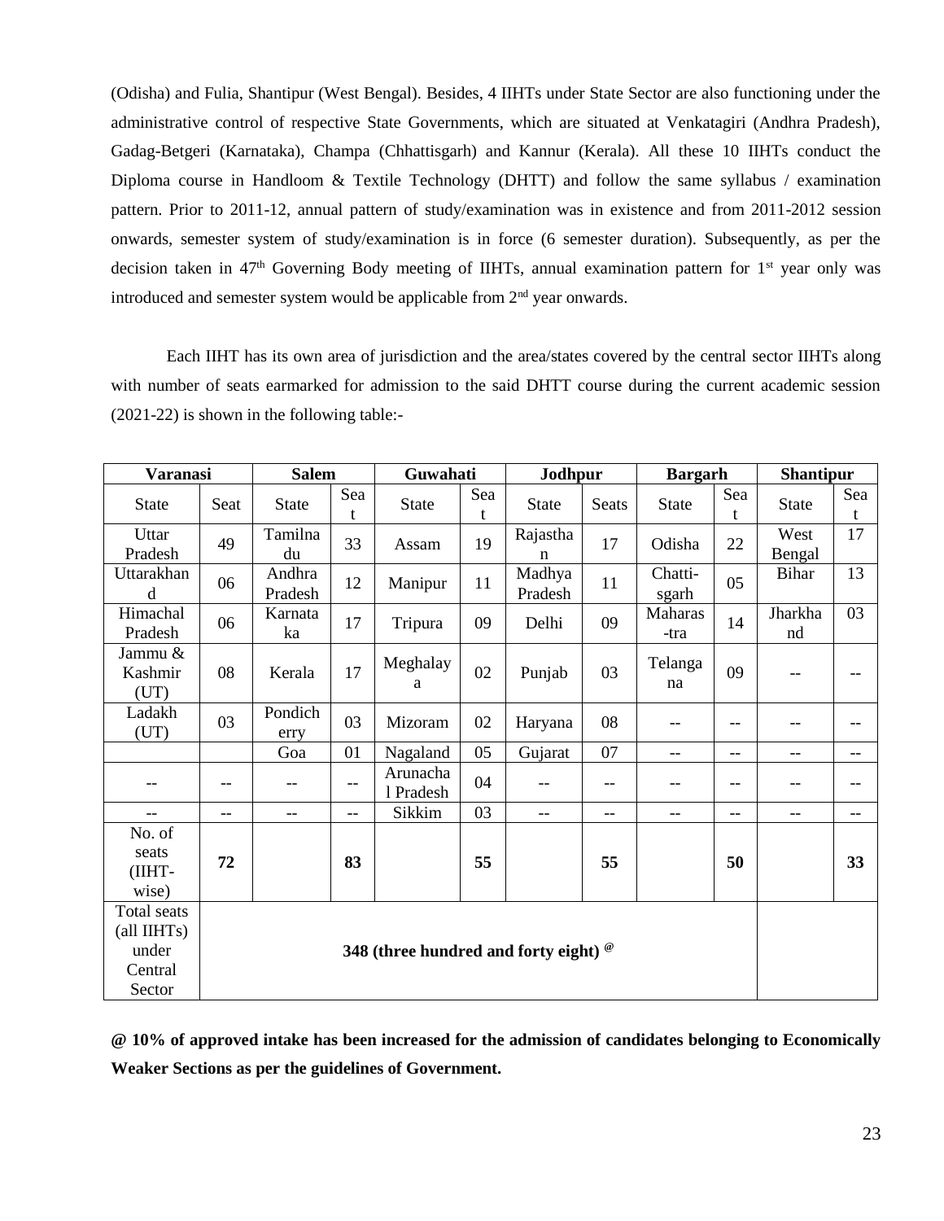(Odisha) and Fulia, Shantipur (West Bengal). Besides, 4 IIHTs under State Sector are also functioning under the administrative control of respective State Governments, which are situated at Venkatagiri (Andhra Pradesh), Gadag-Betgeri (Karnataka), Champa (Chhattisgarh) and Kannur (Kerala). All these 10 IIHTs conduct the Diploma course in Handloom & Textile Technology (DHTT) and follow the same syllabus / examination pattern. Prior to 2011-12, annual pattern of study/examination was in existence and from 2011-2012 session onwards, semester system of study/examination is in force (6 semester duration). Subsequently, as per the decision taken in 47th Governing Body meeting of IIHTs, annual examination pattern for 1st year only was introduced and semester system would be applicable from 2nd year onwards.

Each IIHT has its own area of jurisdiction and the area/states covered by the central sector IIHTs along with number of seats earmarked for admission to the said DHTT course during the current academic session (2021-22) is shown in the following table:-

| **Varanasi** | | **Salem** | | **Guwahati** | | **Jodhpur** | | **Bargarh** | | **Shantipur** | |
|---|---|---|---|---|---|---|---|---|---|---|---|
| State | Seat | State | Seat | State | Seat | State | Seats | State | Seat | State | Seat |
| Uttar Pradesh | 49 | Tamilnadu | 33 | Assam | 19 | Rajasthan | 17 | Odisha | 22 | West Bengal | 17 |
| Uttarakhand | 06 | Andhra Pradesh | 12 | Manipur | 11 | Madhya Pradesh | 11 | Chatti-sgarh | 05 | Bihar | 13 |
| Himachal Pradesh | 06 | Karnataka | 17 | Tripura | 09 | Delhi | 09 | Maharas-tra | 14 | Jharkhand | 03 |
| Jammu & Kashmir (UT) | 08 | Kerala | 17 | Meghalaya | 02 | Punjab | 03 | Telangana | 09 | -- | -- |
| Ladakh (UT) | 03 | Pondicherry | 03 | Mizoram | 02 | Haryana | 08 | -- | -- | -- | -- |
| | | Goa | 01 | Nagaland | 05 | Gujarat | 07 | -- | -- | -- | -- |
| -- | -- | -- | -- | Arunachal Pradesh | 04 | -- | -- | -- | -- | -- | -- |
| -- | -- | -- | -- | Sikkim | 03 | -- | -- | -- | -- | -- | -- |
| No. of seats (IIHT-wise) | **72** | | **83** | | **55** | | **55** | | **50** | | **33** |
| Total seats (all IIHTs) under Central Sector | **348 (three hundred and forty eight) @** | | | | | | | | | | |

**@ 10% of approved intake has been increased for the admission of candidates belonging to Economically Weaker Sections as per the guidelines of Government.**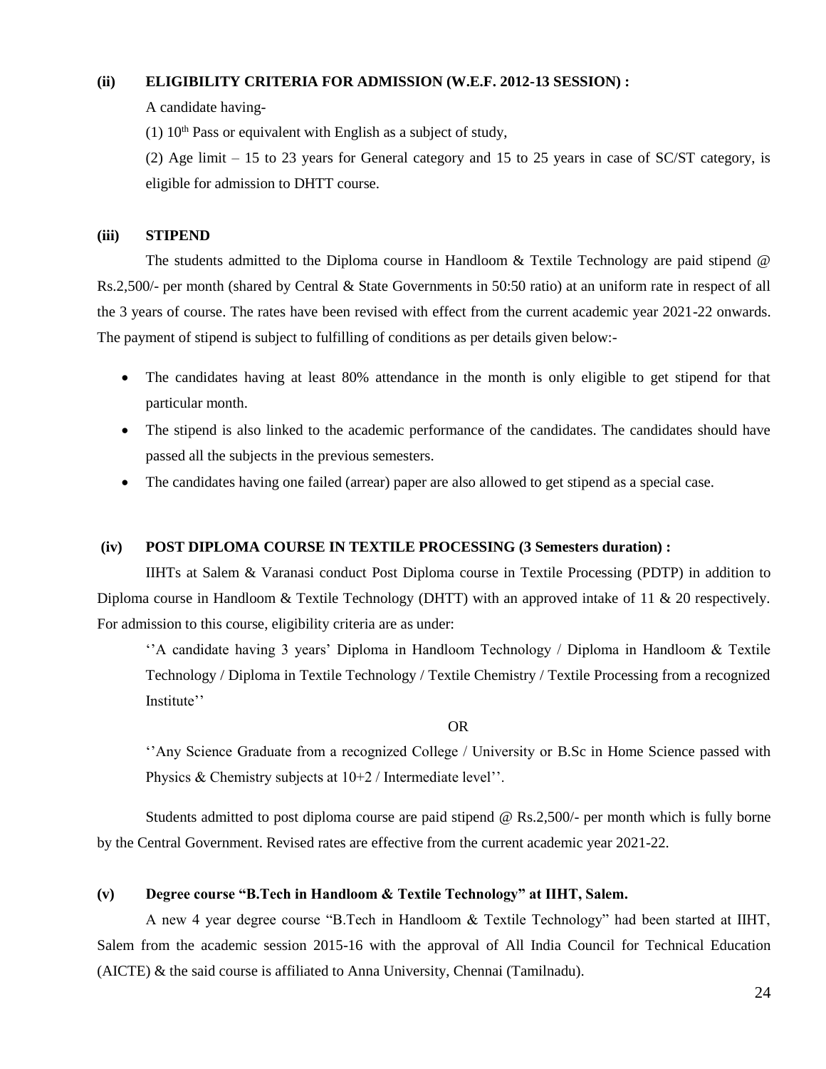**(ii) ELIGIBILITY CRITERIA FOR ADMISSION (W.E.F. 2012-13 SESSION) :**

A candidate having-

(1) 10th Pass or equivalent with English as a subject of study,

(2) Age limit – 15 to 23 years for General category and 15 to 25 years in case of SC/ST category, is eligible for admission to DHTT course.

**(iii) STIPEND**

The students admitted to the Diploma course in Handloom & Textile Technology are paid stipend @ Rs.2,500/- per month (shared by Central & State Governments in 50:50 ratio) at an uniform rate in respect of all the 3 years of course. The rates have been revised with effect from the current academic year 2021-22 onwards. The payment of stipend is subject to fulfilling of conditions as per details given below:-

- The candidates having at least 80% attendance in the month is only eligible to get stipend for that particular month.
- The stipend is also linked to the academic performance of the candidates. The candidates should have passed all the subjects in the previous semesters.
- The candidates having one failed (arrear) paper are also allowed to get stipend as a special case.

**(iv) POST DIPLOMA COURSE IN TEXTILE PROCESSING (3 Semesters duration) :**

IIHTs at Salem & Varanasi conduct Post Diploma course in Textile Processing (PDTP) in addition to Diploma course in Handloom & Textile Technology (DHTT) with an approved intake of 11 & 20 respectively. For admission to this course, eligibility criteria are as under:

''A candidate having 3 years' Diploma in Handloom Technology / Diploma in Handloom & Textile Technology / Diploma in Textile Technology / Textile Chemistry / Textile Processing from a recognized Institute''

OR

''Any Science Graduate from a recognized College / University or B.Sc in Home Science passed with Physics & Chemistry subjects at 10+2 / Intermediate level''.

Students admitted to post diploma course are paid stipend @ Rs.2,500/- per month which is fully borne by the Central Government. Revised rates are effective from the current academic year 2021-22.

**(v) Degree course "B.Tech in Handloom & Textile Technology" at IIHT, Salem.**

A new 4 year degree course "B.Tech in Handloom & Textile Technology" had been started at IIHT, Salem from the academic session 2015-16 with the approval of All India Council for Technical Education (AICTE) & the said course is affiliated to Anna University, Chennai (Tamilnadu).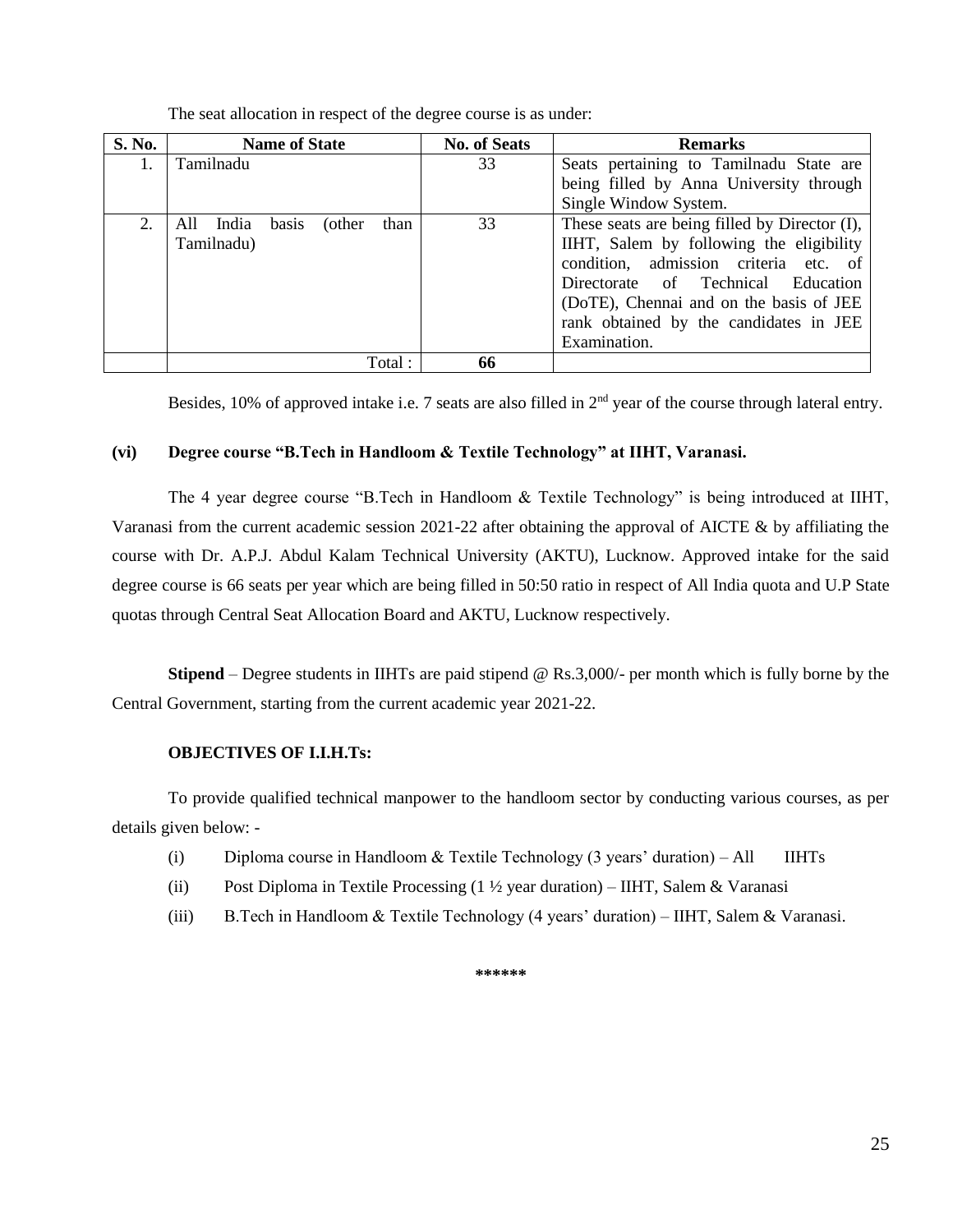The seat allocation in respect of the degree course is as under:

| S. No. | Name of State | No. of Seats | Remarks |
|---|---|---|---|
| 1. | Tamilnadu | 33 | Seats pertaining to Tamilnadu State are being filled by Anna University through Single Window System. |
| 2. | All India basis (other than Tamilnadu) | 33 | These seats are being filled by Director (I), IIHT, Salem by following the eligibility condition, admission criteria etc. of Directorate of Technical Education (DoTE), Chennai and on the basis of JEE rank obtained by the candidates in JEE Examination. |
| | Total : | **66** | |

Besides, 10% of approved intake i.e. 7 seats are also filled in 2nd year of the course through lateral entry.

**(vi) Degree course "B.Tech in Handloom & Textile Technology" at IIHT, Varanasi.**

The 4 year degree course "B.Tech in Handloom & Textile Technology" is being introduced at IIHT, Varanasi from the current academic session 2021-22 after obtaining the approval of AICTE & by affiliating the course with Dr. A.P.J. Abdul Kalam Technical University (AKTU), Lucknow. Approved intake for the said degree course is 66 seats per year which are being filled in 50:50 ratio in respect of All India quota and U.P State quotas through Central Seat Allocation Board and AKTU, Lucknow respectively.

**Stipend** – Degree students in IIHTs are paid stipend @ Rs.3,000/- per month which is fully borne by the Central Government, starting from the current academic year 2021-22.

**OBJECTIVES OF I.I.H.Ts:**

To provide qualified technical manpower to the handloom sector by conducting various courses, as per details given below: -

- (i) Diploma course in Handloom & Textile Technology (3 years' duration) – All IIHTs
- (ii) Post Diploma in Textile Processing (1 ½ year duration) – IIHT, Salem & Varanasi
- (iii) B.Tech in Handloom & Textile Technology (4 years' duration) – IIHT, Salem & Varanasi.

******